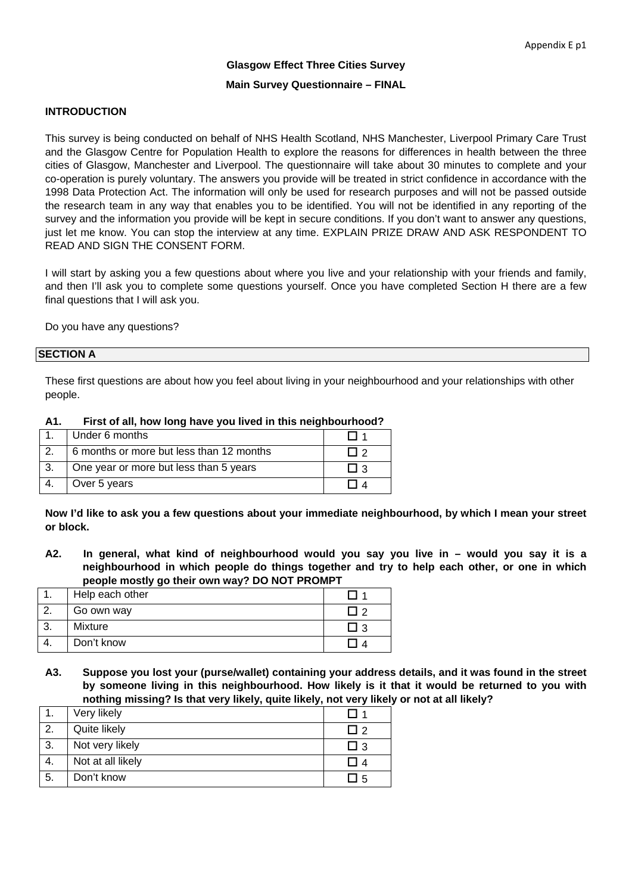**Glasgow Effect Three Cities Survey**

**Main Survey Questionnaire – FINAL**

**INTRODUCTION**

This survey is being conducted on behalf of NHS Health Scotland, NHS Manchester, Liverpool Primary Care Trust and the Glasgow Centre for Population Health to explore the reasons for differences in health between the three cities of Glasgow, Manchester and Liverpool. The questionnaire will take about 30 minutes to complete and your co-operation is purely voluntary. The answers you provide will be treated in strict confidence in accordance with the 1998 Data Protection Act. The information will only be used for research purposes and will not be passed outside the research team in any way that enables you to be identified. You will not be identified in any reporting of the survey and the information you provide will be kept in secure conditions. If you don't want to answer any questions, just let me know. You can stop the interview at any time. EXPLAIN PRIZE DRAW AND ASK RESPONDENT TO READ AND SIGN THE CONSENT FORM.

I will start by asking you a few questions about where you live and your relationship with your friends and family, and then I'll ask you to complete some questions yourself. Once you have completed Section H there are a few final questions that I will ask you.

Do you have any questions?

## SECTION A

These first questions are about how you feel about living in your neighbourhood and your relationships with other people.

**A1. First of all, how long have you lived in this neighbourhood?**

| | | |
|---|---|---|
| 1. | Under 6 months | ☐ 1 |
| 2. | 6 months or more but less than 12 months | ☐ 2 |
| 3. | One year or more but less than 5 years | ☐ 3 |
| 4. | Over 5 years | ☐ 4 |

**Now I'd like to ask you a few questions about your immediate neighbourhood, by which I mean your street or block.**

**A2. In general, what kind of neighbourhood would you say you live in – would you say it is a neighbourhood in which people do things together and try to help each other, or one in which people mostly go their own way? DO NOT PROMPT**

| | | |
|---|---|---|
| 1. | Help each other | ☐ 1 |
| 2. | Go own way | ☐ 2 |
| 3. | Mixture | ☐ 3 |
| 4. | Don't know | ☐ 4 |

**A3. Suppose you lost your (purse/wallet) containing your address details, and it was found in the street by someone living in this neighbourhood. How likely is it that it would be returned to you with nothing missing? Is that very likely, quite likely, not very likely or not at all likely?**

| | | |
|---|---|---|
| 1. | Very likely | ☐ 1 |
| 2. | Quite likely | ☐ 2 |
| 3. | Not very likely | ☐ 3 |
| 4. | Not at all likely | ☐ 4 |
| 5. | Don't know | ☐ 5 |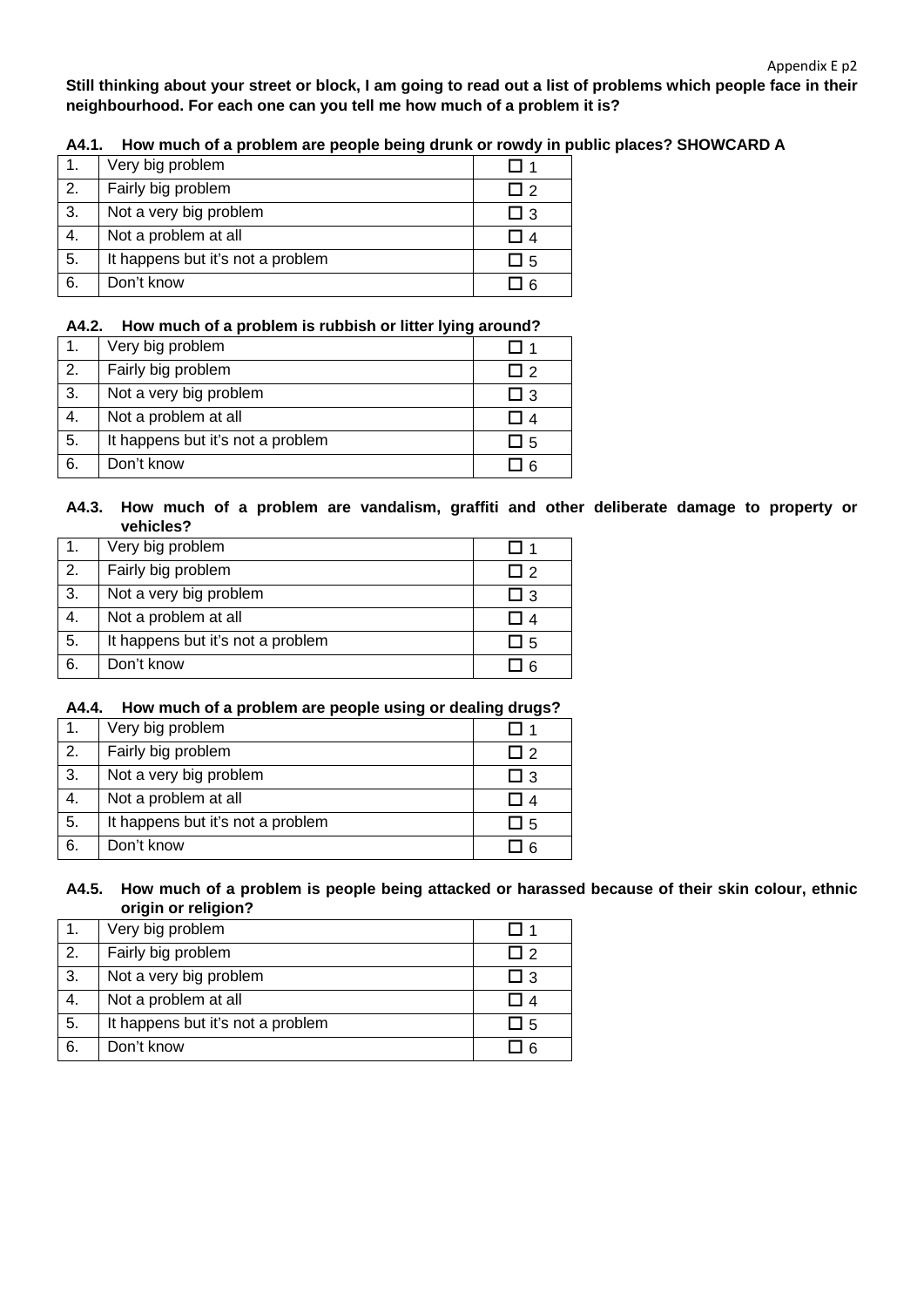**Still thinking about your street or block, I am going to read out a list of problems which people face in their neighbourhood. For each one can you tell me how much of a problem it is?**

**A4.1. How much of a problem are people being drunk or rowdy in public places? SHOWCARD A**

| | | |
|---|---|---|
| 1. | Very big problem | ☐ 1 |
| 2. | Fairly big problem | ☐ 2 |
| 3. | Not a very big problem | ☐ 3 |
| 4. | Not a problem at all | ☐ 4 |
| 5. | It happens but it's not a problem | ☐ 5 |
| 6. | Don't know | ☐ 6 |

**A4.2. How much of a problem is rubbish or litter lying around?**

| | | |
|---|---|---|
| 1. | Very big problem | ☐ 1 |
| 2. | Fairly big problem | ☐ 2 |
| 3. | Not a very big problem | ☐ 3 |
| 4. | Not a problem at all | ☐ 4 |
| 5. | It happens but it's not a problem | ☐ 5 |
| 6. | Don't know | ☐ 6 |

**A4.3. How much of a problem are vandalism, graffiti and other deliberate damage to property or vehicles?**

| | | |
|---|---|---|
| 1. | Very big problem | ☐ 1 |
| 2. | Fairly big problem | ☐ 2 |
| 3. | Not a very big problem | ☐ 3 |
| 4. | Not a problem at all | ☐ 4 |
| 5. | It happens but it's not a problem | ☐ 5 |
| 6. | Don't know | ☐ 6 |

**A4.4. How much of a problem are people using or dealing drugs?**

| | | |
|---|---|---|
| 1. | Very big problem | ☐ 1 |
| 2. | Fairly big problem | ☐ 2 |
| 3. | Not a very big problem | ☐ 3 |
| 4. | Not a problem at all | ☐ 4 |
| 5. | It happens but it's not a problem | ☐ 5 |
| 6. | Don't know | ☐ 6 |

**A4.5. How much of a problem is people being attacked or harassed because of their skin colour, ethnic origin or religion?**

| | | |
|---|---|---|
| 1. | Very big problem | ☐ 1 |
| 2. | Fairly big problem | ☐ 2 |
| 3. | Not a very big problem | ☐ 3 |
| 4. | Not a problem at all | ☐ 4 |
| 5. | It happens but it's not a problem | ☐ 5 |
| 6. | Don't know | ☐ 6 |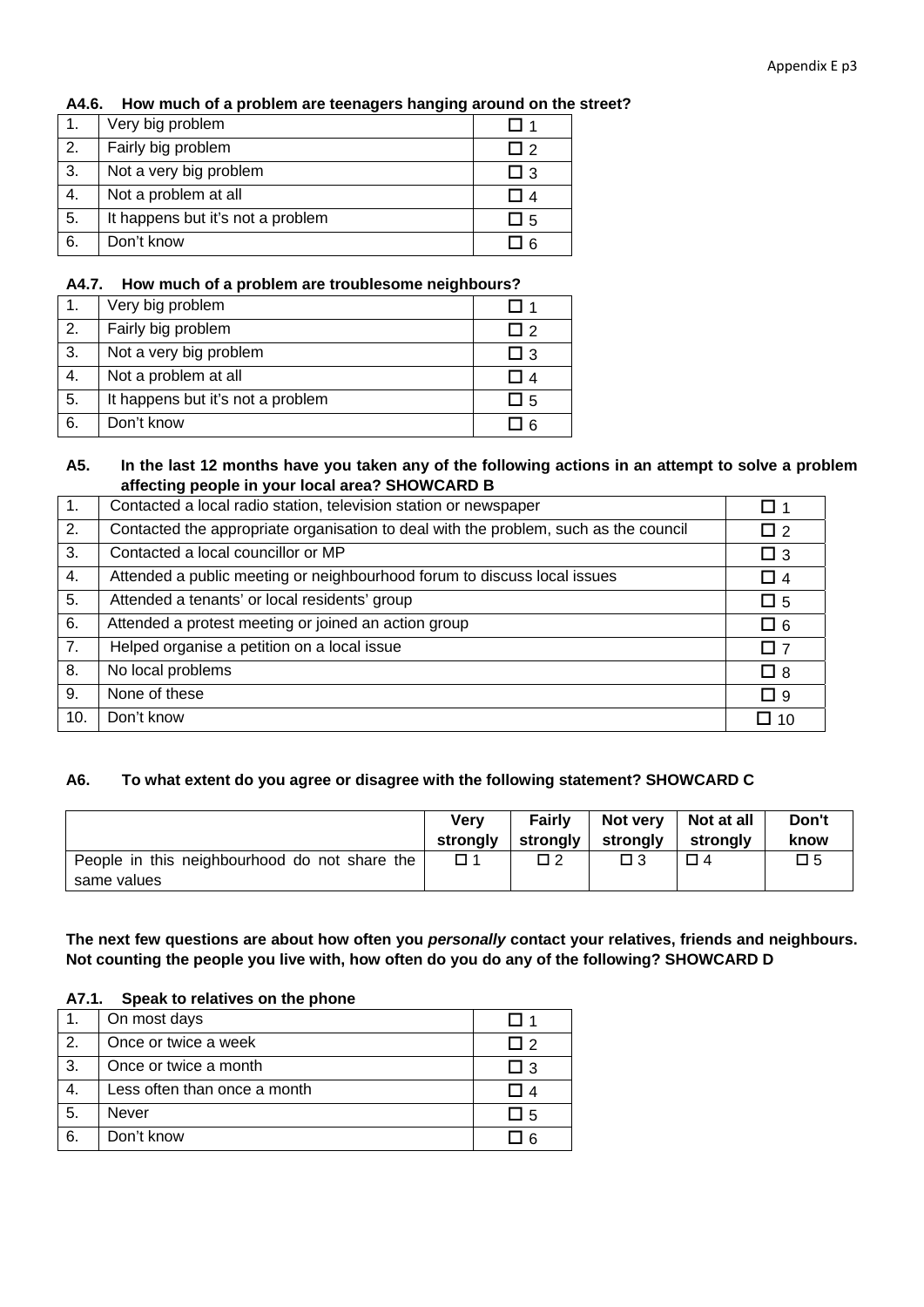**A4.6. How much of a problem are teenagers hanging around on the street?**

| | | |
|---|---|---|
| 1. | Very big problem | ☐ 1 |
| 2. | Fairly big problem | ☐ 2 |
| 3. | Not a very big problem | ☐ 3 |
| 4. | Not a problem at all | ☐ 4 |
| 5. | It happens but it's not a problem | ☐ 5 |
| 6. | Don't know | ☐ 6 |

**A4.7. How much of a problem are troublesome neighbours?**

| | | |
|---|---|---|
| 1. | Very big problem | ☐ 1 |
| 2. | Fairly big problem | ☐ 2 |
| 3. | Not a very big problem | ☐ 3 |
| 4. | Not a problem at all | ☐ 4 |
| 5. | It happens but it's not a problem | ☐ 5 |
| 6. | Don't know | ☐ 6 |

**A5. In the last 12 months have you taken any of the following actions in an attempt to solve a problem affecting people in your local area? SHOWCARD B**

| | | |
|---|---|---|
| 1. | Contacted a local radio station, television station or newspaper | ☐ 1 |
| 2. | Contacted the appropriate organisation to deal with the problem, such as the council | ☐ 2 |
| 3. | Contacted a local councillor or MP | ☐ 3 |
| 4. | Attended a public meeting or neighbourhood forum to discuss local issues | ☐ 4 |
| 5. | Attended a tenants' or local residents' group | ☐ 5 |
| 6. | Attended a protest meeting or joined an action group | ☐ 6 |
| 7. | Helped organise a petition on a local issue | ☐ 7 |
| 8. | No local problems | ☐ 8 |
| 9. | None of these | ☐ 9 |
| 10. | Don't know | ☐ 10 |

**A6. To what extent do you agree or disagree with the following statement? SHOWCARD C**

| | Very strongly | Fairly strongly | Not very strongly | Not at all strongly | Don't know |
|---|---|---|---|---|---|
| People in this neighbourhood do not share the same values | ☐ 1 | ☐ 2 | ☐ 3 | ☐ 4 | ☐ 5 |

**The next few questions are about how often you *personally* contact your relatives, friends and neighbours. Not counting the people you live with, how often do you do any of the following? SHOWCARD D**

**A7.1. Speak to relatives on the phone**

| | | |
|---|---|---|
| 1. | On most days | ☐ 1 |
| 2. | Once or twice a week | ☐ 2 |
| 3. | Once or twice a month | ☐ 3 |
| 4. | Less often than once a month | ☐ 4 |
| 5. | Never | ☐ 5 |
| 6. | Don't know | ☐ 6 |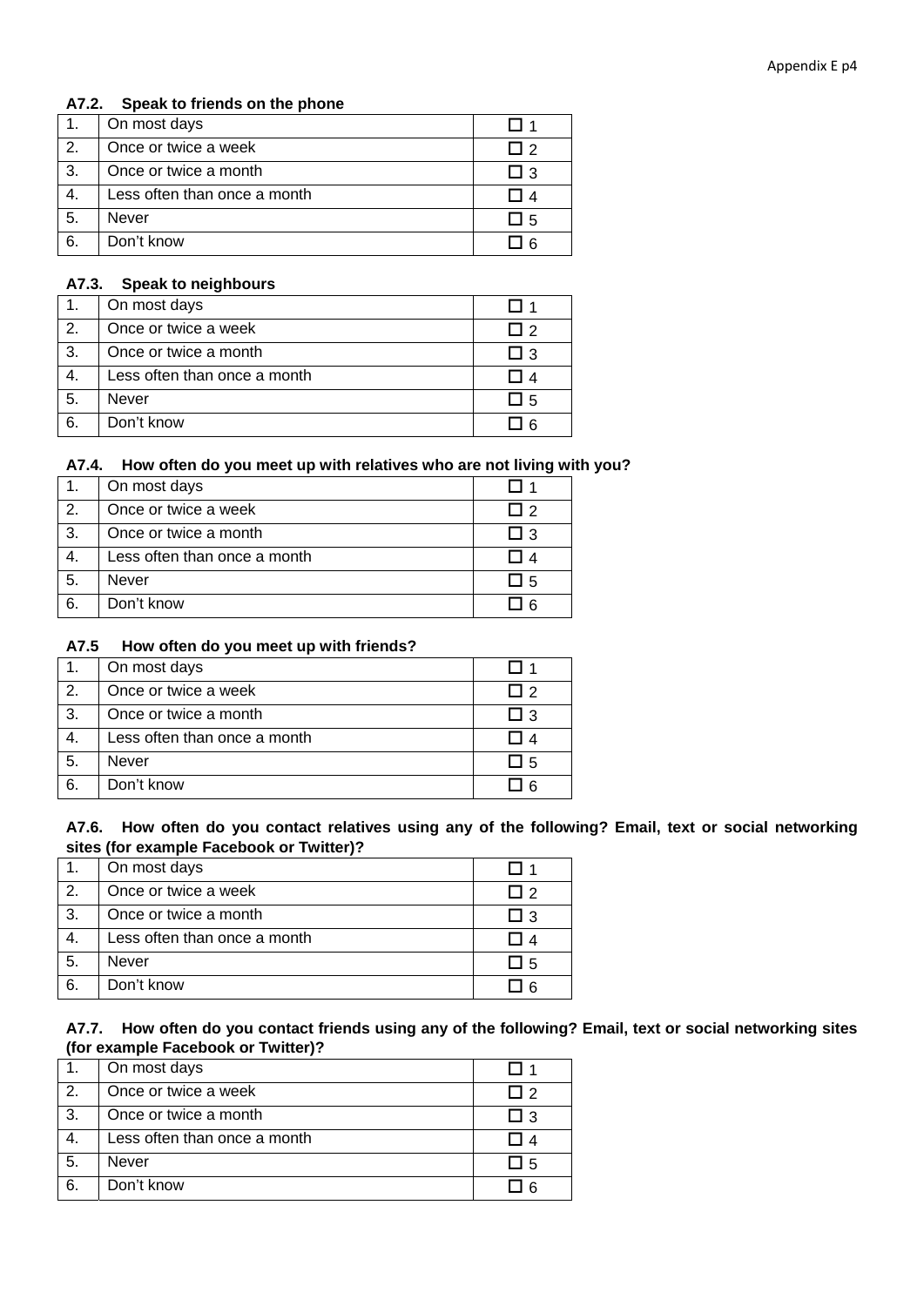**A7.2. Speak to friends on the phone**

| | | |
|---|---|---|
| 1. | On most days | ☐ 1 |
| 2. | Once or twice a week | ☐ 2 |
| 3. | Once or twice a month | ☐ 3 |
| 4. | Less often than once a month | ☐ 4 |
| 5. | Never | ☐ 5 |
| 6. | Don't know | ☐ 6 |

**A7.3. Speak to neighbours**

| | | |
|---|---|---|
| 1. | On most days | ☐ 1 |
| 2. | Once or twice a week | ☐ 2 |
| 3. | Once or twice a month | ☐ 3 |
| 4. | Less often than once a month | ☐ 4 |
| 5. | Never | ☐ 5 |
| 6. | Don't know | ☐ 6 |

**A7.4. How often do you meet up with relatives who are not living with you?**

| | | |
|---|---|---|
| 1. | On most days | ☐ 1 |
| 2. | Once or twice a week | ☐ 2 |
| 3. | Once or twice a month | ☐ 3 |
| 4. | Less often than once a month | ☐ 4 |
| 5. | Never | ☐ 5 |
| 6. | Don't know | ☐ 6 |

**A7.5 How often do you meet up with friends?**

| | | |
|---|---|---|
| 1. | On most days | ☐ 1 |
| 2. | Once or twice a week | ☐ 2 |
| 3. | Once or twice a month | ☐ 3 |
| 4. | Less often than once a month | ☐ 4 |
| 5. | Never | ☐ 5 |
| 6. | Don't know | ☐ 6 |

**A7.6. How often do you contact relatives using any of the following? Email, text or social networking sites (for example Facebook or Twitter)?**

| | | |
|---|---|---|
| 1. | On most days | ☐ 1 |
| 2. | Once or twice a week | ☐ 2 |
| 3. | Once or twice a month | ☐ 3 |
| 4. | Less often than once a month | ☐ 4 |
| 5. | Never | ☐ 5 |
| 6. | Don't know | ☐ 6 |

**A7.7. How often do you contact friends using any of the following? Email, text or social networking sites (for example Facebook or Twitter)?**

| | | |
|---|---|---|
| 1. | On most days | ☐ 1 |
| 2. | Once or twice a week | ☐ 2 |
| 3. | Once or twice a month | ☐ 3 |
| 4. | Less often than once a month | ☐ 4 |
| 5. | Never | ☐ 5 |
| 6. | Don't know | ☐ 6 |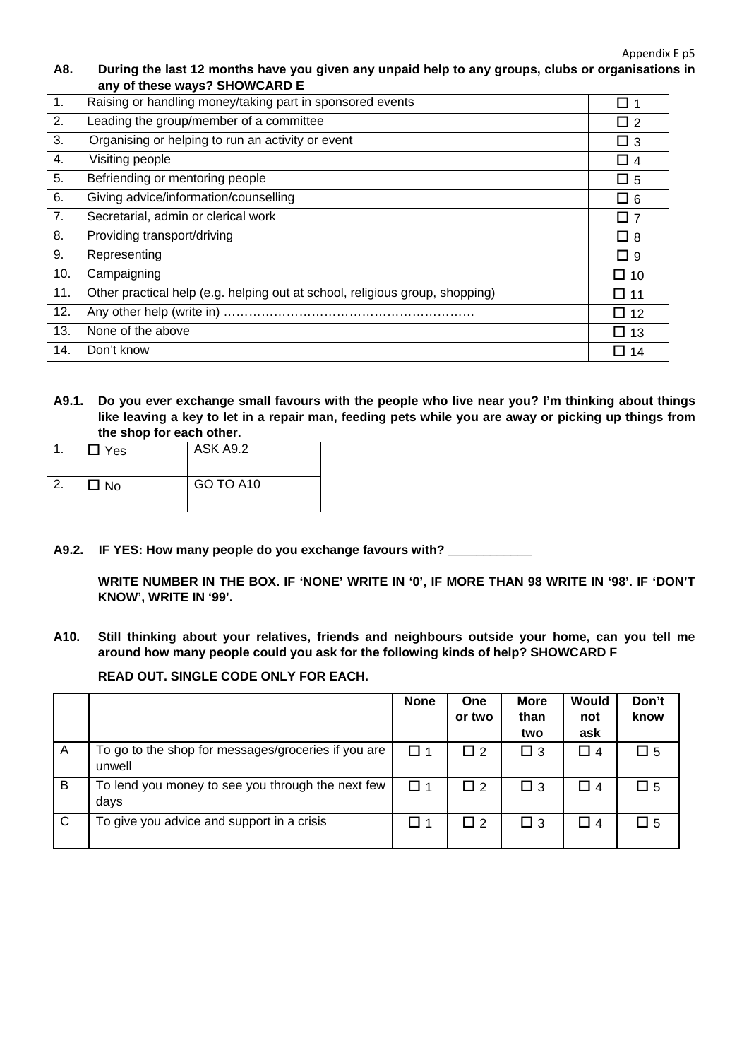**A8. During the last 12 months have you given any unpaid help to any groups, clubs or organisations in any of these ways? SHOWCARD E**

| | | |
|---|---|---|
| 1. | Raising or handling money/taking part in sponsored events | ☐ 1 |
| 2. | Leading the group/member of a committee | ☐ 2 |
| 3. | Organising or helping to run an activity or event | ☐ 3 |
| 4. | Visiting people | ☐ 4 |
| 5. | Befriending or mentoring people | ☐ 5 |
| 6. | Giving advice/information/counselling | ☐ 6 |
| 7. | Secretarial, admin or clerical work | ☐ 7 |
| 8. | Providing transport/driving | ☐ 8 |
| 9. | Representing | ☐ 9 |
| 10. | Campaigning | ☐ 10 |
| 11. | Other practical help (e.g. helping out at school, religious group, shopping) | ☐ 11 |
| 12. | Any other help (write in) …………………………………………………… | ☐ 12 |
| 13. | None of the above | ☐ 13 |
| 14. | Don't know | ☐ 14 |

**A9.1. Do you ever exchange small favours with the people who live near you? I'm thinking about things like leaving a key to let in a repair man, feeding pets while you are away or picking up things from the shop for each other.**

| | | |
|---|---|---|
| 1. | ☐ Yes | ASK A9.2 |
| 2. | ☐ No | GO TO A10 |

**A9.2. IF YES: How many people do you exchange favours with? ____________**

**WRITE NUMBER IN THE BOX. IF 'NONE' WRITE IN '0', IF MORE THAN 98 WRITE IN '98'. IF 'DON'T KNOW', WRITE IN '99'.**

**A10. Still thinking about your relatives, friends and neighbours outside your home, can you tell me around how many people could you ask for the following kinds of help? SHOWCARD F**

**READ OUT. SINGLE CODE ONLY FOR EACH.**

| | | None | One or two | More than two | Would not ask | Don't know |
|---|---|---|---|---|---|---|
| A | To go to the shop for messages/groceries if you are unwell | ☐ 1 | ☐ 2 | ☐ 3 | ☐ 4 | ☐ 5 |
| B | To lend you money to see you through the next few days | ☐ 1 | ☐ 2 | ☐ 3 | ☐ 4 | ☐ 5 |
| C | To give you advice and support in a crisis | ☐ 1 | ☐ 2 | ☐ 3 | ☐ 4 | ☐ 5 |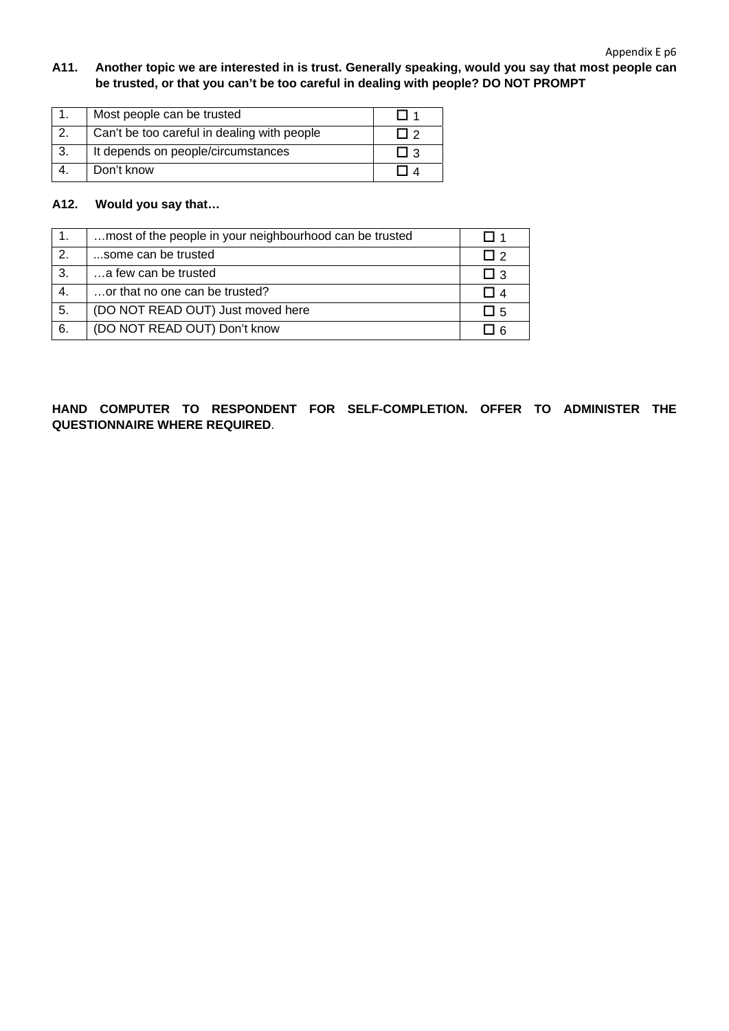**A11. Another topic we are interested in is trust. Generally speaking, would you say that most people can be trusted, or that you can't be too careful in dealing with people? DO NOT PROMPT**

| | | |
|---|---|---|
| 1. | Most people can be trusted | ☐ 1 |
| 2. | Can't be too careful in dealing with people | ☐ 2 |
| 3. | It depends on people/circumstances | ☐ 3 |
| 4. | Don't know | ☐ 4 |

**A12. Would you say that…**

| | | |
|---|---|---|
| 1. | …most of the people in your neighbourhood can be trusted | ☐ 1 |
| 2. | ...some can be trusted | ☐ 2 |
| 3. | …a few can be trusted | ☐ 3 |
| 4. | …or that no one can be trusted? | ☐ 4 |
| 5. | (DO NOT READ OUT) Just moved here | ☐ 5 |
| 6. | (DO NOT READ OUT) Don't know | ☐ 6 |

**HAND COMPUTER TO RESPONDENT FOR SELF-COMPLETION. OFFER TO ADMINISTER THE QUESTIONNAIRE WHERE REQUIRED**.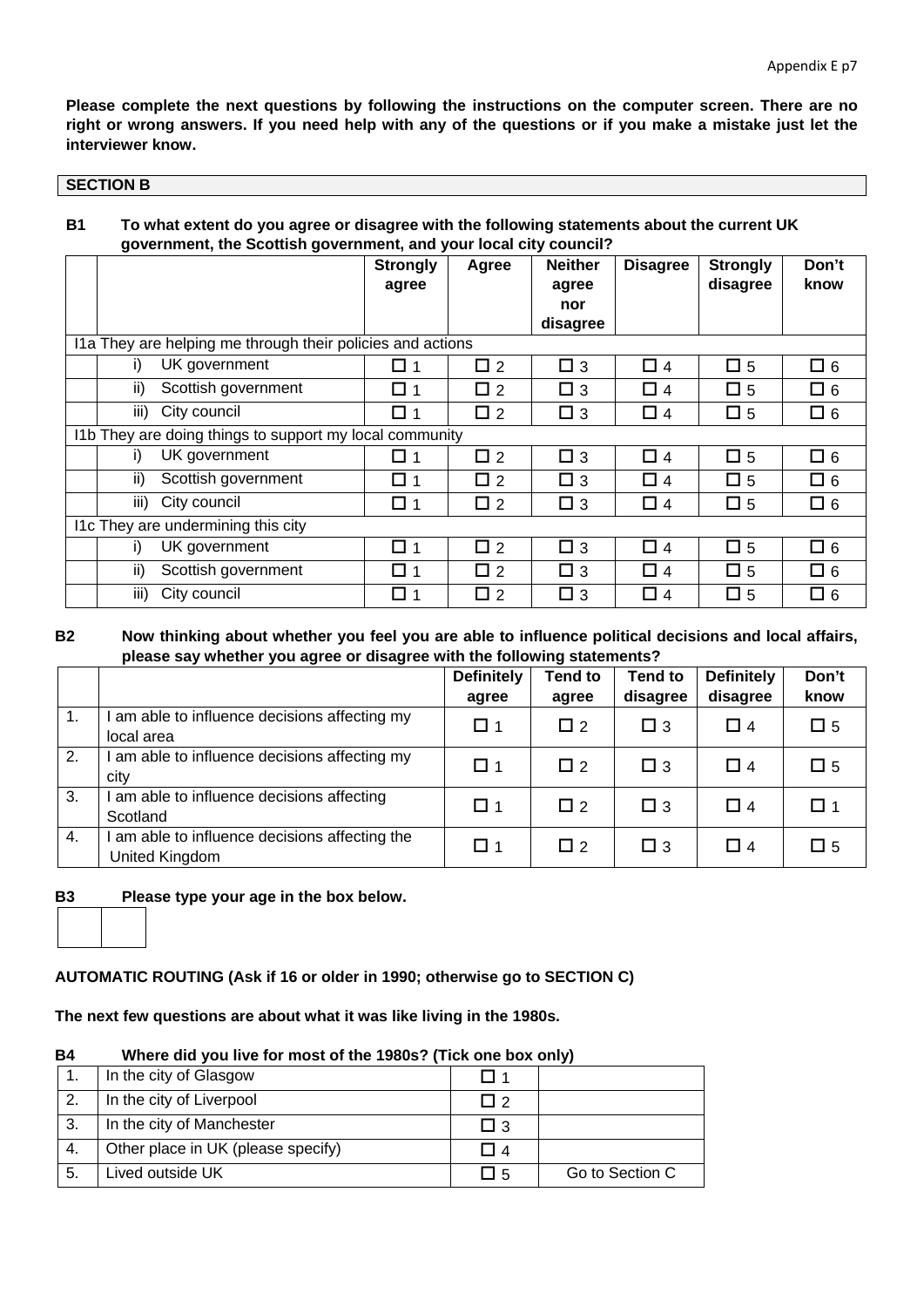**Please complete the next questions by following the instructions on the computer screen. There are no right or wrong answers. If you need help with any of the questions or if you make a mistake just let the interviewer know.**

**SECTION B**

**B1 To what extent do you agree or disagree with the following statements about the current UK government, the Scottish government, and your local city council?**

| | | Strongly agree | Agree | Neither agree nor disagree | Disagree | Strongly disagree | Don't know |
|---|---|---|---|---|---|---|---|
| I1a They are helping me through their policies and actions | | | | | | | |
| | i) UK government | ☐ 1 | ☐ 2 | ☐ 3 | ☐ 4 | ☐ 5 | ☐ 6 |
| | ii) Scottish government | ☐ 1 | ☐ 2 | ☐ 3 | ☐ 4 | ☐ 5 | ☐ 6 |
| | iii) City council | ☐ 1 | ☐ 2 | ☐ 3 | ☐ 4 | ☐ 5 | ☐ 6 |
| I1b They are doing things to support my local community | | | | | | | |
| | i) UK government | ☐ 1 | ☐ 2 | ☐ 3 | ☐ 4 | ☐ 5 | ☐ 6 |
| | ii) Scottish government | ☐ 1 | ☐ 2 | ☐ 3 | ☐ 4 | ☐ 5 | ☐ 6 |
| | iii) City council | ☐ 1 | ☐ 2 | ☐ 3 | ☐ 4 | ☐ 5 | ☐ 6 |
| I1c They are undermining this city | | | | | | | |
| | i) UK government | ☐ 1 | ☐ 2 | ☐ 3 | ☐ 4 | ☐ 5 | ☐ 6 |
| | ii) Scottish government | ☐ 1 | ☐ 2 | ☐ 3 | ☐ 4 | ☐ 5 | ☐ 6 |
| | iii) City council | ☐ 1 | ☐ 2 | ☐ 3 | ☐ 4 | ☐ 5 | ☐ 6 |

**B2 Now thinking about whether you feel you are able to influence political decisions and local affairs, please say whether you agree or disagree with the following statements?**

| | | Definitely agree | Tend to agree | Tend to disagree | Definitely disagree | Don't know |
|---|---|---|---|---|---|---|
| 1. | I am able to influence decisions affecting my local area | ☐ 1 | ☐ 2 | ☐ 3 | ☐ 4 | ☐ 5 |
| 2. | I am able to influence decisions affecting my city | ☐ 1 | ☐ 2 | ☐ 3 | ☐ 4 | ☐ 5 |
| 3. | I am able to influence decisions affecting Scotland | ☐ 1 | ☐ 2 | ☐ 3 | ☐ 4 | ☐ 1 |
| 4. | I am able to influence decisions affecting the United Kingdom | ☐ 1 | ☐ 2 | ☐ 3 | ☐ 4 | ☐ 5 |

**B3 Please type your age in the box below.**

| | |
|---|---|
| | |

**AUTOMATIC ROUTING (Ask if 16 or older in 1990; otherwise go to SECTION C)**

**The next few questions are about what it was like living in the 1980s.**

**B4 Where did you live for most of the 1980s? (Tick one box only)**

| | | | |
|---|---|---|---|
| 1. | In the city of Glasgow | ☐ 1 | |
| 2. | In the city of Liverpool | ☐ 2 | |
| 3. | In the city of Manchester | ☐ 3 | |
| 4. | Other place in UK (please specify) | ☐ 4 | |
| 5. | Lived outside UK | ☐ 5 | Go to Section C |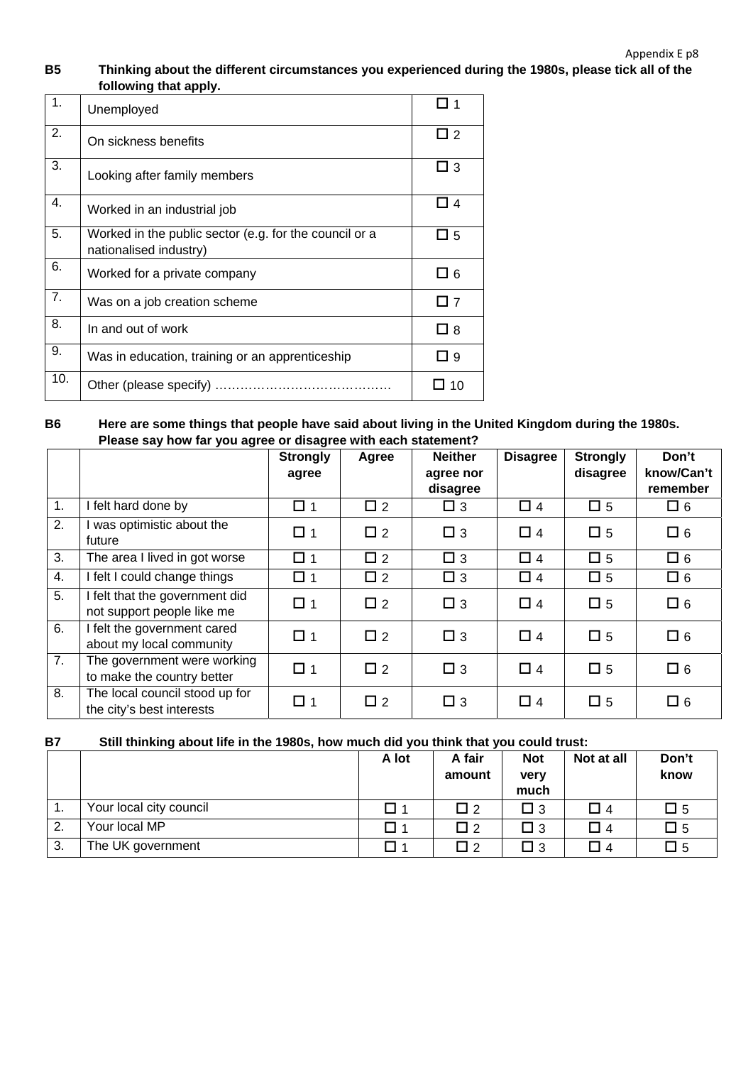**B5 Thinking about the different circumstances you experienced during the 1980s, please tick all of the following that apply.**

| | | |
|---|---|---|
| 1. | Unemployed | ☐ 1 |
| 2. | On sickness benefits | ☐ 2 |
| 3. | Looking after family members | ☐ 3 |
| 4. | Worked in an industrial job | ☐ 4 |
| 5. | Worked in the public sector (e.g. for the council or a nationalised industry) | ☐ 5 |
| 6. | Worked for a private company | ☐ 6 |
| 7. | Was on a job creation scheme | ☐ 7 |
| 8. | In and out of work | ☐ 8 |
| 9. | Was in education, training or an apprenticeship | ☐ 9 |
| 10. | Other (please specify) …………………………………… | ☐ 10 |

**B6 Here are some things that people have said about living in the United Kingdom during the 1980s. Please say how far you agree or disagree with each statement?**

| | | Strongly agree | Agree | Neither agree nor disagree | Disagree | Strongly disagree | Don't know/Can't remember |
|---|---|---|---|---|---|---|---|
| 1. | I felt hard done by | ☐ 1 | ☐ 2 | ☐ 3 | ☐ 4 | ☐ 5 | ☐ 6 |
| 2. | I was optimistic about the future | ☐ 1 | ☐ 2 | ☐ 3 | ☐ 4 | ☐ 5 | ☐ 6 |
| 3. | The area I lived in got worse | ☐ 1 | ☐ 2 | ☐ 3 | ☐ 4 | ☐ 5 | ☐ 6 |
| 4. | I felt I could change things | ☐ 1 | ☐ 2 | ☐ 3 | ☐ 4 | ☐ 5 | ☐ 6 |
| 5. | I felt that the government did not support people like me | ☐ 1 | ☐ 2 | ☐ 3 | ☐ 4 | ☐ 5 | ☐ 6 |
| 6. | I felt the government cared about my local community | ☐ 1 | ☐ 2 | ☐ 3 | ☐ 4 | ☐ 5 | ☐ 6 |
| 7. | The government were working to make the country better | ☐ 1 | ☐ 2 | ☐ 3 | ☐ 4 | ☐ 5 | ☐ 6 |
| 8. | The local council stood up for the city's best interests | ☐ 1 | ☐ 2 | ☐ 3 | ☐ 4 | ☐ 5 | ☐ 6 |

**B7 Still thinking about life in the 1980s, how much did you think that you could trust:**

| | | A lot | A fair amount | Not very much | Not at all | Don't know |
|---|---|---|---|---|---|---|
| 1. | Your local city council | ☐ 1 | ☐ 2 | ☐ 3 | ☐ 4 | ☐ 5 |
| 2. | Your local MP | ☐ 1 | ☐ 2 | ☐ 3 | ☐ 4 | ☐ 5 |
| 3. | The UK government | ☐ 1 | ☐ 2 | ☐ 3 | ☐ 4 | ☐ 5 |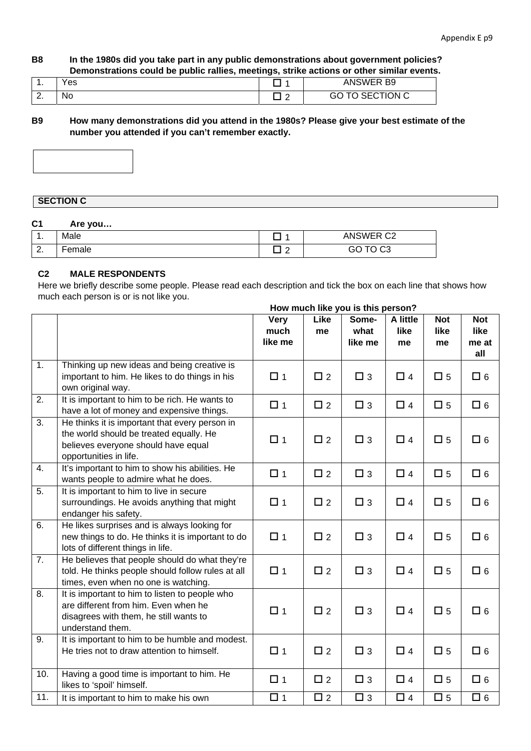**B8 In the 1980s did you take part in any public demonstrations about government policies? Demonstrations could be public rallies, meetings, strike actions or other similar events.**

| | | | |
|---|---|---|---|
| 1. | Yes | ☐ 1 | ANSWER B9 |
| 2. | No | ☐ 2 | GO TO SECTION C |

**B9 How many demonstrations did you attend in the 1980s? Please give your best estimate of the number you attended if you can't remember exactly.**

| |
|---|
| |

## SECTION C

**C1 Are you…**

| | | | |
|---|---|---|---|
| 1. | Male | ☐ 1 | ANSWER C2 |
| 2. | Female | ☐ 2 | GO TO C3 |

**C2 MALE RESPONDENTS**

Here we briefly describe some people. Please read each description and tick the box on each line that shows how much each person is or is not like you.

**How much like you is this person?**

| | | Very much like me | Like me | Some-what like me | A little like me | Not like me | Not like me at all |
|---|---|---|---|---|---|---|---|
| 1. | Thinking up new ideas and being creative is important to him. He likes to do things in his own original way. | ☐ 1 | ☐ 2 | ☐ 3 | ☐ 4 | ☐ 5 | ☐ 6 |
| 2. | It is important to him to be rich. He wants to have a lot of money and expensive things. | ☐ 1 | ☐ 2 | ☐ 3 | ☐ 4 | ☐ 5 | ☐ 6 |
| 3. | He thinks it is important that every person in the world should be treated equally. He believes everyone should have equal opportunities in life. | ☐ 1 | ☐ 2 | ☐ 3 | ☐ 4 | ☐ 5 | ☐ 6 |
| 4. | It's important to him to show his abilities. He wants people to admire what he does. | ☐ 1 | ☐ 2 | ☐ 3 | ☐ 4 | ☐ 5 | ☐ 6 |
| 5. | It is important to him to live in secure surroundings. He avoids anything that might endanger his safety. | ☐ 1 | ☐ 2 | ☐ 3 | ☐ 4 | ☐ 5 | ☐ 6 |
| 6. | He likes surprises and is always looking for new things to do. He thinks it is important to do lots of different things in life. | ☐ 1 | ☐ 2 | ☐ 3 | ☐ 4 | ☐ 5 | ☐ 6 |
| 7. | He believes that people should do what they're told. He thinks people should follow rules at all times, even when no one is watching. | ☐ 1 | ☐ 2 | ☐ 3 | ☐ 4 | ☐ 5 | ☐ 6 |
| 8. | It is important to him to listen to people who are different from him. Even when he disagrees with them, he still wants to understand them. | ☐ 1 | ☐ 2 | ☐ 3 | ☐ 4 | ☐ 5 | ☐ 6 |
| 9. | It is important to him to be humble and modest. He tries not to draw attention to himself. | ☐ 1 | ☐ 2 | ☐ 3 | ☐ 4 | ☐ 5 | ☐ 6 |
| 10. | Having a good time is important to him. He likes to 'spoil' himself. | ☐ 1 | ☐ 2 | ☐ 3 | ☐ 4 | ☐ 5 | ☐ 6 |
| 11. | It is important to him to make his own | ☐ 1 | ☐ 2 | ☐ 3 | ☐ 4 | ☐ 5 | ☐ 6 |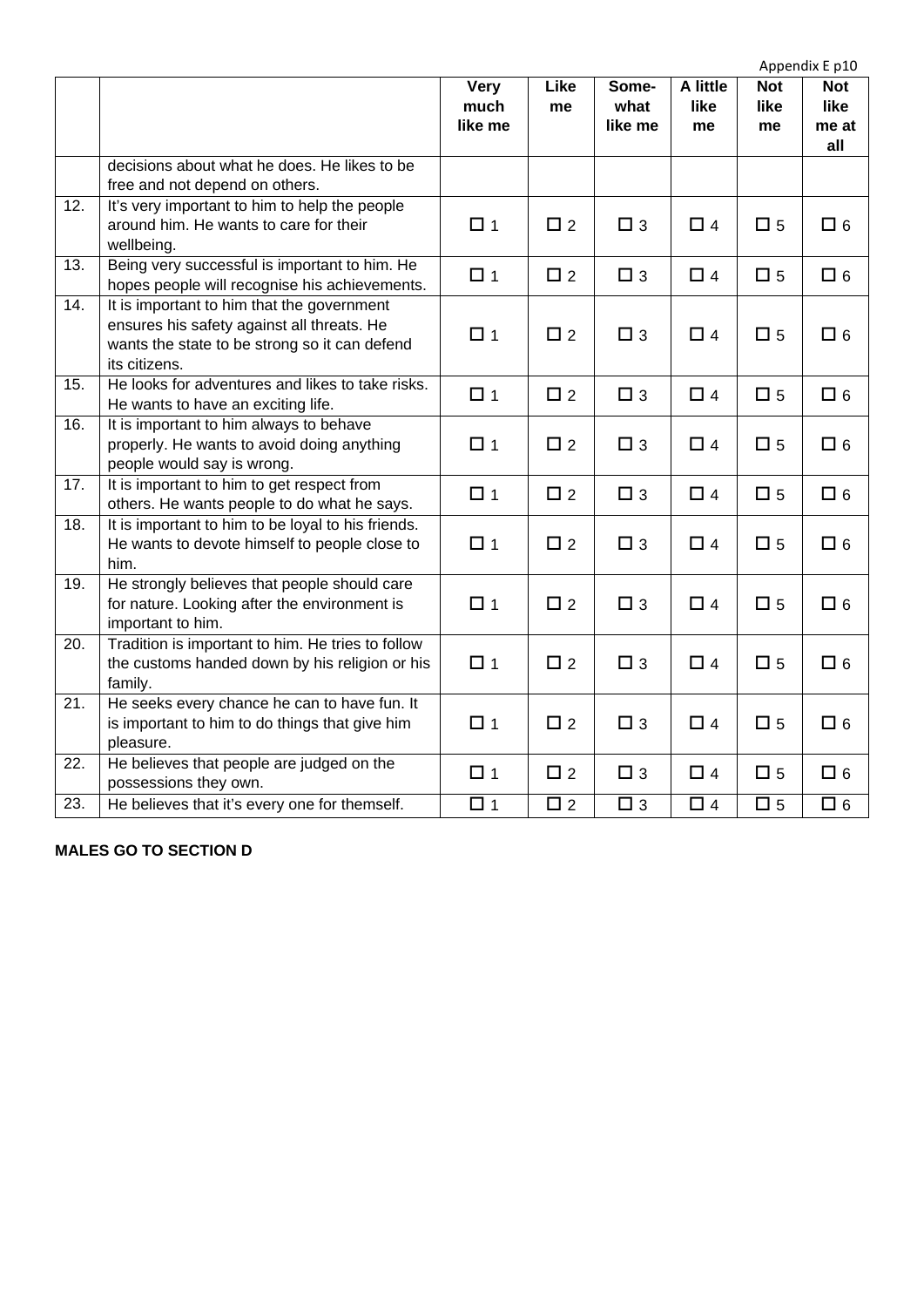| | | Very much like me | Like me | Some-what like me | A little like me | Not like me | Not like me at all |
|---|---|---|---|---|---|---|---|
| | decisions about what he does. He likes to be free and not depend on others. | | | | | | |
| 12. | It's very important to him to help the people around him. He wants to care for their wellbeing. | ☐ 1 | ☐ 2 | ☐ 3 | ☐ 4 | ☐ 5 | ☐ 6 |
| 13. | Being very successful is important to him. He hopes people will recognise his achievements. | ☐ 1 | ☐ 2 | ☐ 3 | ☐ 4 | ☐ 5 | ☐ 6 |
| 14. | It is important to him that the government ensures his safety against all threats. He wants the state to be strong so it can defend its citizens. | ☐ 1 | ☐ 2 | ☐ 3 | ☐ 4 | ☐ 5 | ☐ 6 |
| 15. | He looks for adventures and likes to take risks. He wants to have an exciting life. | ☐ 1 | ☐ 2 | ☐ 3 | ☐ 4 | ☐ 5 | ☐ 6 |
| 16. | It is important to him always to behave properly. He wants to avoid doing anything people would say is wrong. | ☐ 1 | ☐ 2 | ☐ 3 | ☐ 4 | ☐ 5 | ☐ 6 |
| 17. | It is important to him to get respect from others. He wants people to do what he says. | ☐ 1 | ☐ 2 | ☐ 3 | ☐ 4 | ☐ 5 | ☐ 6 |
| 18. | It is important to him to be loyal to his friends. He wants to devote himself to people close to him. | ☐ 1 | ☐ 2 | ☐ 3 | ☐ 4 | ☐ 5 | ☐ 6 |
| 19. | He strongly believes that people should care for nature. Looking after the environment is important to him. | ☐ 1 | ☐ 2 | ☐ 3 | ☐ 4 | ☐ 5 | ☐ 6 |
| 20. | Tradition is important to him. He tries to follow the customs handed down by his religion or his family. | ☐ 1 | ☐ 2 | ☐ 3 | ☐ 4 | ☐ 5 | ☐ 6 |
| 21. | He seeks every chance he can to have fun. It is important to him to do things that give him pleasure. | ☐ 1 | ☐ 2 | ☐ 3 | ☐ 4 | ☐ 5 | ☐ 6 |
| 22. | He believes that people are judged on the possessions they own. | ☐ 1 | ☐ 2 | ☐ 3 | ☐ 4 | ☐ 5 | ☐ 6 |
| 23. | He believes that it's every one for themself. | ☐ 1 | ☐ 2 | ☐ 3 | ☐ 4 | ☐ 5 | ☐ 6 |

**MALES GO TO SECTION D**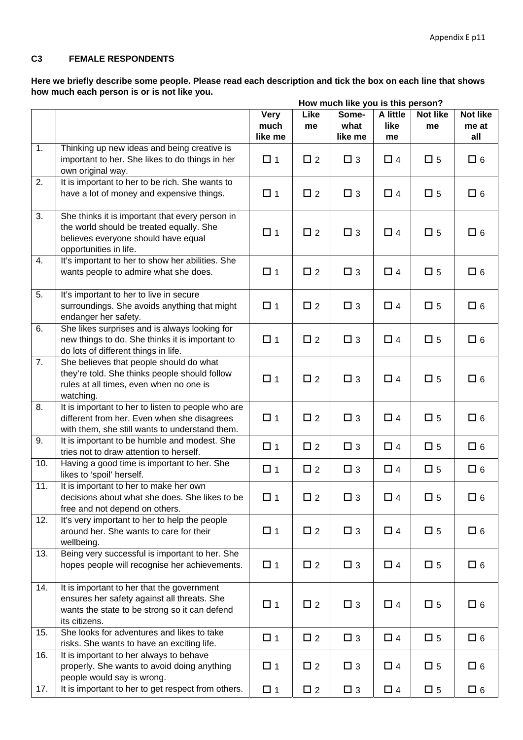### C3 FEMALE RESPONDENTS

**Here we briefly describe some people. Please read each description and tick the box on each line that shows how much each person is or is not like you.**

| | | How much like you is this person? | | | | | |
|---|---|---|---|---|---|---|---|
| | | **Very much like me** | **Like me** | **Some-what like me** | **A little like me** | **Not like me** | **Not like me at all** |
| 1. | Thinking up new ideas and being creative is important to her. She likes to do things in her own original way. | ☐ 1 | ☐ 2 | ☐ 3 | ☐ 4 | ☐ 5 | ☐ 6 |
| 2. | It is important to her to be rich. She wants to have a lot of money and expensive things. | ☐ 1 | ☐ 2 | ☐ 3 | ☐ 4 | ☐ 5 | ☐ 6 |
| 3. | She thinks it is important that every person in the world should be treated equally. She believes everyone should have equal opportunities in life. | ☐ 1 | ☐ 2 | ☐ 3 | ☐ 4 | ☐ 5 | ☐ 6 |
| 4. | It's important to her to show her abilities. She wants people to admire what she does. | ☐ 1 | ☐ 2 | ☐ 3 | ☐ 4 | ☐ 5 | ☐ 6 |
| 5. | It's important to her to live in secure surroundings. She avoids anything that might endanger her safety. | ☐ 1 | ☐ 2 | ☐ 3 | ☐ 4 | ☐ 5 | ☐ 6 |
| 6. | She likes surprises and is always looking for new things to do. She thinks it is important to do lots of different things in life. | ☐ 1 | ☐ 2 | ☐ 3 | ☐ 4 | ☐ 5 | ☐ 6 |
| 7. | She believes that people should do what they're told. She thinks people should follow rules at all times, even when no one is watching. | ☐ 1 | ☐ 2 | ☐ 3 | ☐ 4 | ☐ 5 | ☐ 6 |
| 8. | It is important to her to listen to people who are different from her. Even when she disagrees with them, she still wants to understand them. | ☐ 1 | ☐ 2 | ☐ 3 | ☐ 4 | ☐ 5 | ☐ 6 |
| 9. | It is important to be humble and modest. She tries not to draw attention to herself. | ☐ 1 | ☐ 2 | ☐ 3 | ☐ 4 | ☐ 5 | ☐ 6 |
| 10. | Having a good time is important to her. She likes to 'spoil' herself. | ☐ 1 | ☐ 2 | ☐ 3 | ☐ 4 | ☐ 5 | ☐ 6 |
| 11. | It is important to her to make her own decisions about what she does. She likes to be free and not depend on others. | ☐ 1 | ☐ 2 | ☐ 3 | ☐ 4 | ☐ 5 | ☐ 6 |
| 12. | It's very important to her to help the people around her. She wants to care for their wellbeing. | ☐ 1 | ☐ 2 | ☐ 3 | ☐ 4 | ☐ 5 | ☐ 6 |
| 13. | Being very successful is important to her. She hopes people will recognise her achievements. | ☐ 1 | ☐ 2 | ☐ 3 | ☐ 4 | ☐ 5 | ☐ 6 |
| 14. | It is important to her that the government ensures her safety against all threats. She wants the state to be strong so it can defend its citizens. | ☐ 1 | ☐ 2 | ☐ 3 | ☐ 4 | ☐ 5 | ☐ 6 |
| 15. | She looks for adventures and likes to take risks. She wants to have an exciting life. | ☐ 1 | ☐ 2 | ☐ 3 | ☐ 4 | ☐ 5 | ☐ 6 |
| 16. | It is important to her always to behave properly. She wants to avoid doing anything people would say is wrong. | ☐ 1 | ☐ 2 | ☐ 3 | ☐ 4 | ☐ 5 | ☐ 6 |
| 17. | It is important to her to get respect from others. | ☐ 1 | ☐ 2 | ☐ 3 | ☐ 4 | ☐ 5 | ☐ 6 |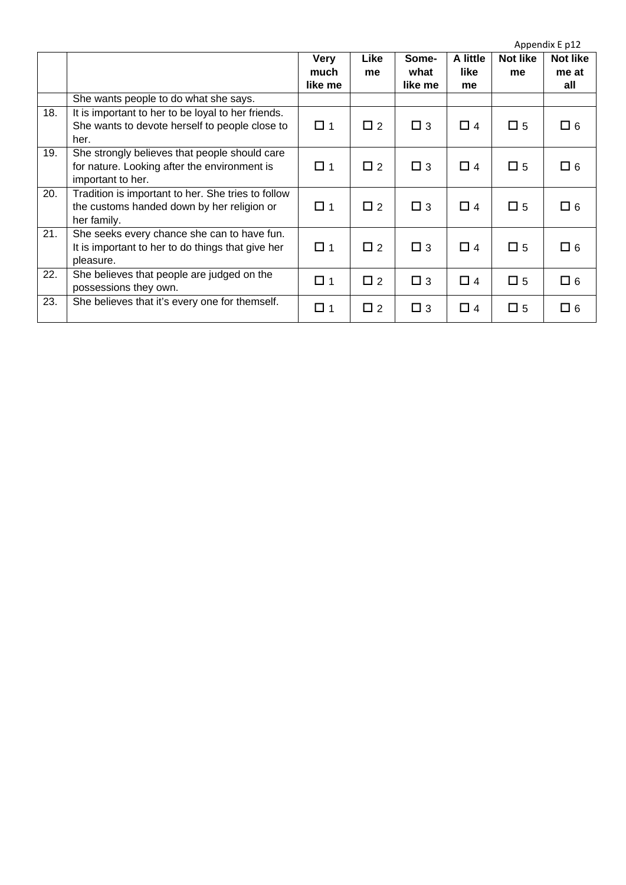|  |  | Very much like me | Like me | Some-what like me | A little like me | Not like me | Not like me at all |
|---|---|---|---|---|---|---|---|
|  | She wants people to do what she says. |  |  |  |  |  |  |
| 18. | It is important to her to be loyal to her friends. She wants to devote herself to people close to her. | ☐ 1 | ☐ 2 | ☐ 3 | ☐ 4 | ☐ 5 | ☐ 6 |
| 19. | She strongly believes that people should care for nature. Looking after the environment is important to her. | ☐ 1 | ☐ 2 | ☐ 3 | ☐ 4 | ☐ 5 | ☐ 6 |
| 20. | Tradition is important to her. She tries to follow the customs handed down by her religion or her family. | ☐ 1 | ☐ 2 | ☐ 3 | ☐ 4 | ☐ 5 | ☐ 6 |
| 21. | She seeks every chance she can to have fun. It is important to her to do things that give her pleasure. | ☐ 1 | ☐ 2 | ☐ 3 | ☐ 4 | ☐ 5 | ☐ 6 |
| 22. | She believes that people are judged on the possessions they own. | ☐ 1 | ☐ 2 | ☐ 3 | ☐ 4 | ☐ 5 | ☐ 6 |
| 23. | She believes that it's every one for themself. | ☐ 1 | ☐ 2 | ☐ 3 | ☐ 4 | ☐ 5 | ☐ 6 |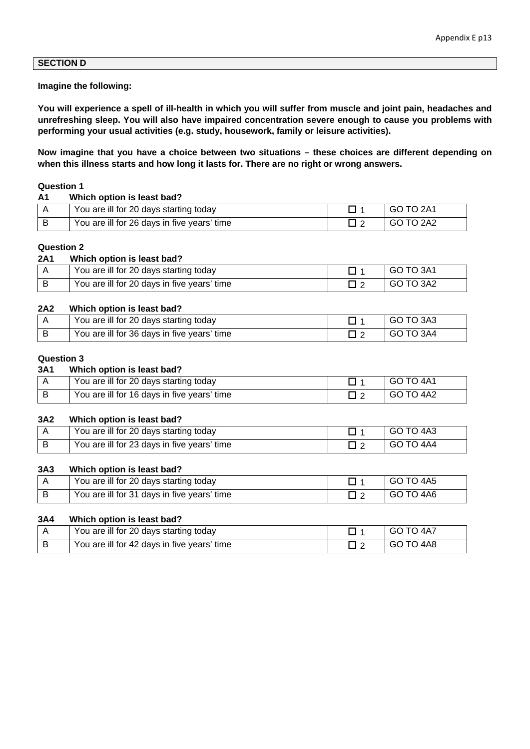## SECTION D

**Imagine the following:**

**You will experience a spell of ill-health in which you will suffer from muscle and joint pain, headaches and unrefreshing sleep. You will also have impaired concentration severe enough to cause you problems with performing your usual activities (e.g. study, housework, family or leisure activities).**

**Now imagine that you have a choice between two situations – these choices are different depending on when this illness starts and how long it lasts for. There are no right or wrong answers.**

**Question 1**

**A1 Which option is least bad?**

| | | | |
|---|---|---|---|
| A | You are ill for 20 days starting today | ☐ 1 | GO TO 2A1 |
| B | You are ill for 26 days in five years' time | ☐ 2 | GO TO 2A2 |

**Question 2**

**2A1 Which option is least bad?**

| | | | |
|---|---|---|---|
| A | You are ill for 20 days starting today | ☐ 1 | GO TO 3A1 |
| B | You are ill for 20 days in five years' time | ☐ 2 | GO TO 3A2 |

**2A2 Which option is least bad?**

| | | | |
|---|---|---|---|
| A | You are ill for 20 days starting today | ☐ 1 | GO TO 3A3 |
| B | You are ill for 36 days in five years' time | ☐ 2 | GO TO 3A4 |

**Question 3**

**3A1 Which option is least bad?**

| | | | |
|---|---|---|---|
| A | You are ill for 20 days starting today | ☐ 1 | GO TO 4A1 |
| B | You are ill for 16 days in five years' time | ☐ 2 | GO TO 4A2 |

**3A2 Which option is least bad?**

| | | | |
|---|---|---|---|
| A | You are ill for 20 days starting today | ☐ 1 | GO TO 4A3 |
| B | You are ill for 23 days in five years' time | ☐ 2 | GO TO 4A4 |

**3A3 Which option is least bad?**

| | | | |
|---|---|---|---|
| A | You are ill for 20 days starting today | ☐ 1 | GO TO 4A5 |
| B | You are ill for 31 days in five years' time | ☐ 2 | GO TO 4A6 |

**3A4 Which option is least bad?**

| | | | |
|---|---|---|---|
| A | You are ill for 20 days starting today | ☐ 1 | GO TO 4A7 |
| B | You are ill for 42 days in five years' time | ☐ 2 | GO TO 4A8 |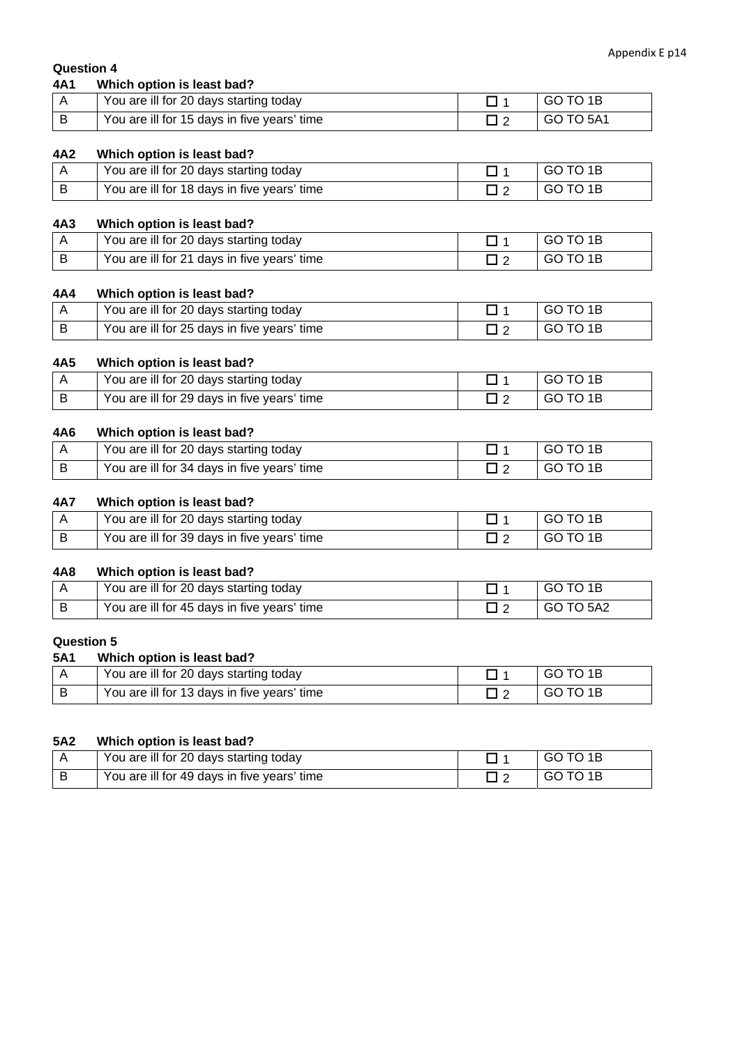**Question 4**

**4A1 Which option is least bad?**

| | | | |
|---|---|---|---|
| A | You are ill for 20 days starting today | ☐ 1 | GO TO 1B |
| B | You are ill for 15 days in five years' time | ☐ 2 | GO TO 5A1 |

**4A2 Which option is least bad?**

| | | | |
|---|---|---|---|
| A | You are ill for 20 days starting today | ☐ 1 | GO TO 1B |
| B | You are ill for 18 days in five years' time | ☐ 2 | GO TO 1B |

**4A3 Which option is least bad?**

| | | | |
|---|---|---|---|
| A | You are ill for 20 days starting today | ☐ 1 | GO TO 1B |
| B | You are ill for 21 days in five years' time | ☐ 2 | GO TO 1B |

**4A4 Which option is least bad?**

| | | | |
|---|---|---|---|
| A | You are ill for 20 days starting today | ☐ 1 | GO TO 1B |
| B | You are ill for 25 days in five years' time | ☐ 2 | GO TO 1B |

**4A5 Which option is least bad?**

| | | | |
|---|---|---|---|
| A | You are ill for 20 days starting today | ☐ 1 | GO TO 1B |
| B | You are ill for 29 days in five years' time | ☐ 2 | GO TO 1B |

**4A6 Which option is least bad?**

| | | | |
|---|---|---|---|
| A | You are ill for 20 days starting today | ☐ 1 | GO TO 1B |
| B | You are ill for 34 days in five years' time | ☐ 2 | GO TO 1B |

**4A7 Which option is least bad?**

| | | | |
|---|---|---|---|
| A | You are ill for 20 days starting today | ☐ 1 | GO TO 1B |
| B | You are ill for 39 days in five years' time | ☐ 2 | GO TO 1B |

**4A8 Which option is least bad?**

| | | | |
|---|---|---|---|
| A | You are ill for 20 days starting today | ☐ 1 | GO TO 1B |
| B | You are ill for 45 days in five years' time | ☐ 2 | GO TO 5A2 |

**Question 5**

**5A1 Which option is least bad?**

| | | | |
|---|---|---|---|
| A | You are ill for 20 days starting today | ☐ 1 | GO TO 1B |
| B | You are ill for 13 days in five years' time | ☐ 2 | GO TO 1B |

**5A2 Which option is least bad?**

| | | | |
|---|---|---|---|
| A | You are ill for 20 days starting today | ☐ 1 | GO TO 1B |
| B | You are ill for 49 days in five years' time | ☐ 2 | GO TO 1B |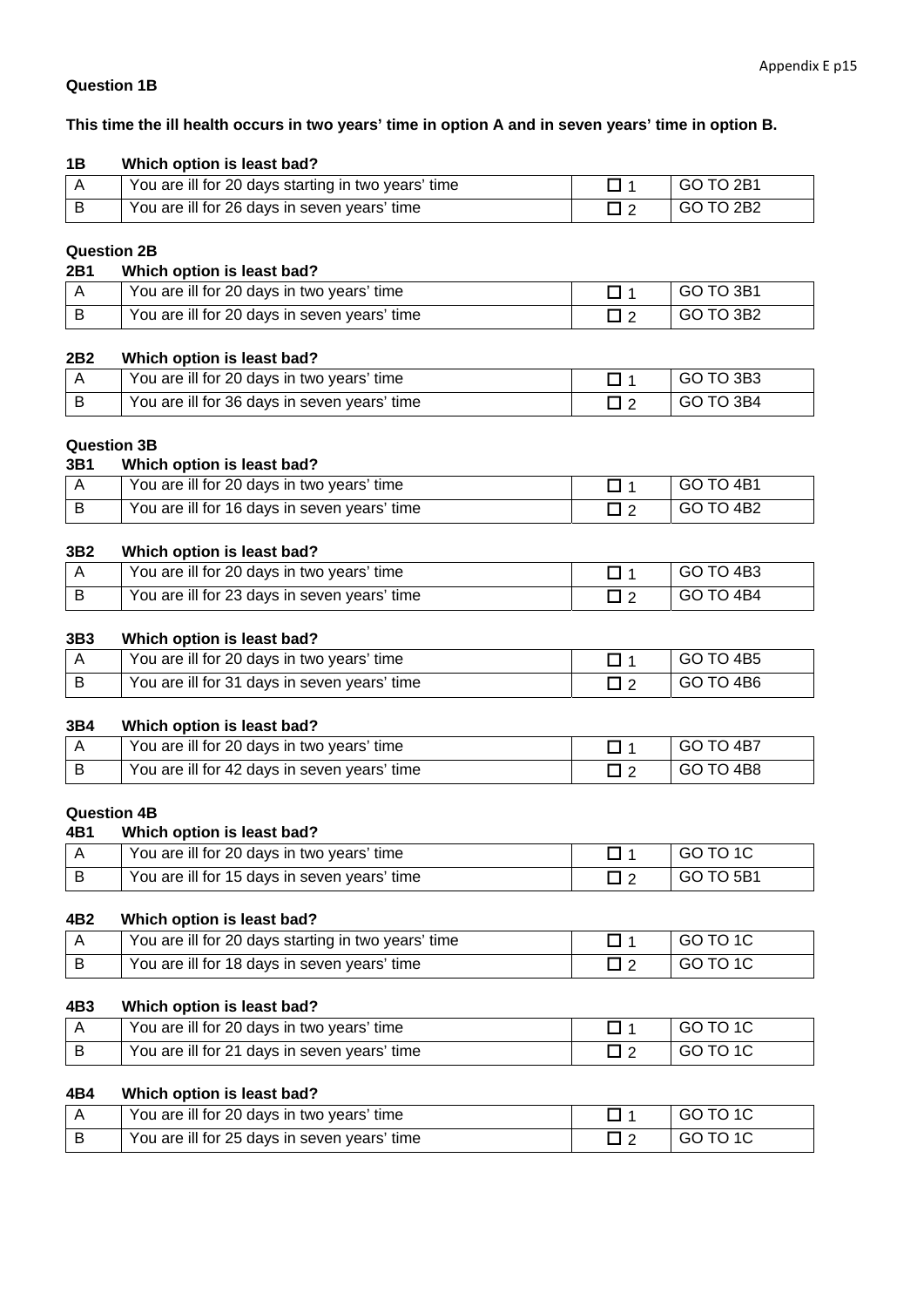**Question 1B**

**This time the ill health occurs in two years' time in option A and in seven years' time in option B.**

**1B Which option is least bad?**

| | | | |
|---|---|---|---|
| A | You are ill for 20 days starting in two years' time | ☐ 1 | GO TO 2B1 |
| B | You are ill for 26 days in seven years' time | ☐ 2 | GO TO 2B2 |

**Question 2B**

**2B1 Which option is least bad?**

| | | | |
|---|---|---|---|
| A | You are ill for 20 days in two years' time | ☐ 1 | GO TO 3B1 |
| B | You are ill for 20 days in seven years' time | ☐ 2 | GO TO 3B2 |

**2B2 Which option is least bad?**

| | | | |
|---|---|---|---|
| A | You are ill for 20 days in two years' time | ☐ 1 | GO TO 3B3 |
| B | You are ill for 36 days in seven years' time | ☐ 2 | GO TO 3B4 |

**Question 3B**

**3B1 Which option is least bad?**

| | | | |
|---|---|---|---|
| A | You are ill for 20 days in two years' time | ☐ 1 | GO TO 4B1 |
| B | You are ill for 16 days in seven years' time | ☐ 2 | GO TO 4B2 |

**3B2 Which option is least bad?**

| | | | |
|---|---|---|---|
| A | You are ill for 20 days in two years' time | ☐ 1 | GO TO 4B3 |
| B | You are ill for 23 days in seven years' time | ☐ 2 | GO TO 4B4 |

**3B3 Which option is least bad?**

| | | | |
|---|---|---|---|
| A | You are ill for 20 days in two years' time | ☐ 1 | GO TO 4B5 |
| B | You are ill for 31 days in seven years' time | ☐ 2 | GO TO 4B6 |

**3B4 Which option is least bad?**

| | | | |
|---|---|---|---|
| A | You are ill for 20 days in two years' time | ☐ 1 | GO TO 4B7 |
| B | You are ill for 42 days in seven years' time | ☐ 2 | GO TO 4B8 |

**Question 4B**

**4B1 Which option is least bad?**

| | | | |
|---|---|---|---|
| A | You are ill for 20 days in two years' time | ☐ 1 | GO TO 1C |
| B | You are ill for 15 days in seven years' time | ☐ 2 | GO TO 5B1 |

**4B2 Which option is least bad?**

| | | | |
|---|---|---|---|
| A | You are ill for 20 days starting in two years' time | ☐ 1 | GO TO 1C |
| B | You are ill for 18 days in seven years' time | ☐ 2 | GO TO 1C |

**4B3 Which option is least bad?**

| | | | |
|---|---|---|---|
| A | You are ill for 20 days in two years' time | ☐ 1 | GO TO 1C |
| B | You are ill for 21 days in seven years' time | ☐ 2 | GO TO 1C |

**4B4 Which option is least bad?**

| | | | |
|---|---|---|---|
| A | You are ill for 20 days in two years' time | ☐ 1 | GO TO 1C |
| B | You are ill for 25 days in seven years' time | ☐ 2 | GO TO 1C |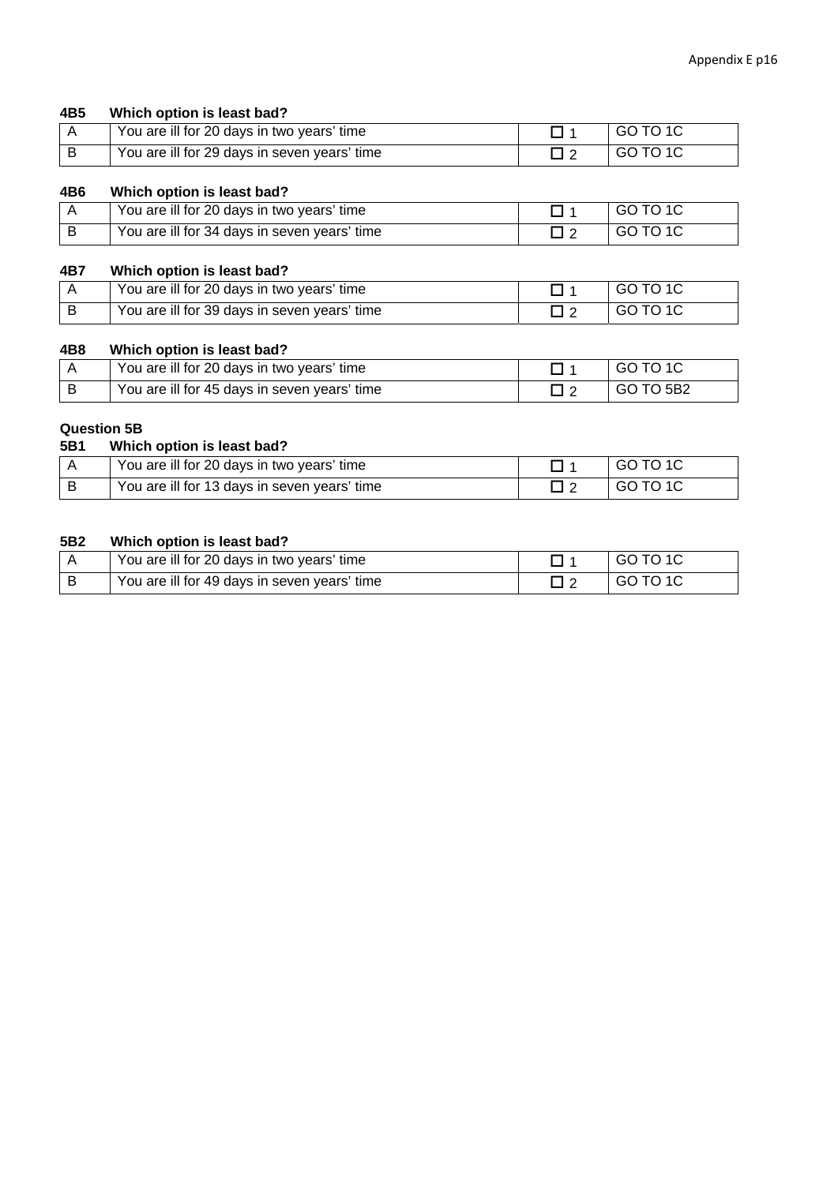**4B5 Which option is least bad?**

| | | | |
|---|---|---|---|
| A | You are ill for 20 days in two years' time | ☐ 1 | GO TO 1C |
| B | You are ill for 29 days in seven years' time | ☐ 2 | GO TO 1C |

**4B6 Which option is least bad?**

| | | | |
|---|---|---|---|
| A | You are ill for 20 days in two years' time | ☐ 1 | GO TO 1C |
| B | You are ill for 34 days in seven years' time | ☐ 2 | GO TO 1C |

**4B7 Which option is least bad?**

| | | | |
|---|---|---|---|
| A | You are ill for 20 days in two years' time | ☐ 1 | GO TO 1C |
| B | You are ill for 39 days in seven years' time | ☐ 2 | GO TO 1C |

**4B8 Which option is least bad?**

| | | | |
|---|---|---|---|
| A | You are ill for 20 days in two years' time | ☐ 1 | GO TO 1C |
| B | You are ill for 45 days in seven years' time | ☐ 2 | GO TO 5B2 |

**Question 5B**

**5B1 Which option is least bad?**

| | | | |
|---|---|---|---|
| A | You are ill for 20 days in two years' time | ☐ 1 | GO TO 1C |
| B | You are ill for 13 days in seven years' time | ☐ 2 | GO TO 1C |

**5B2 Which option is least bad?**

| | | | |
|---|---|---|---|
| A | You are ill for 20 days in two years' time | ☐ 1 | GO TO 1C |
| B | You are ill for 49 days in seven years' time | ☐ 2 | GO TO 1C |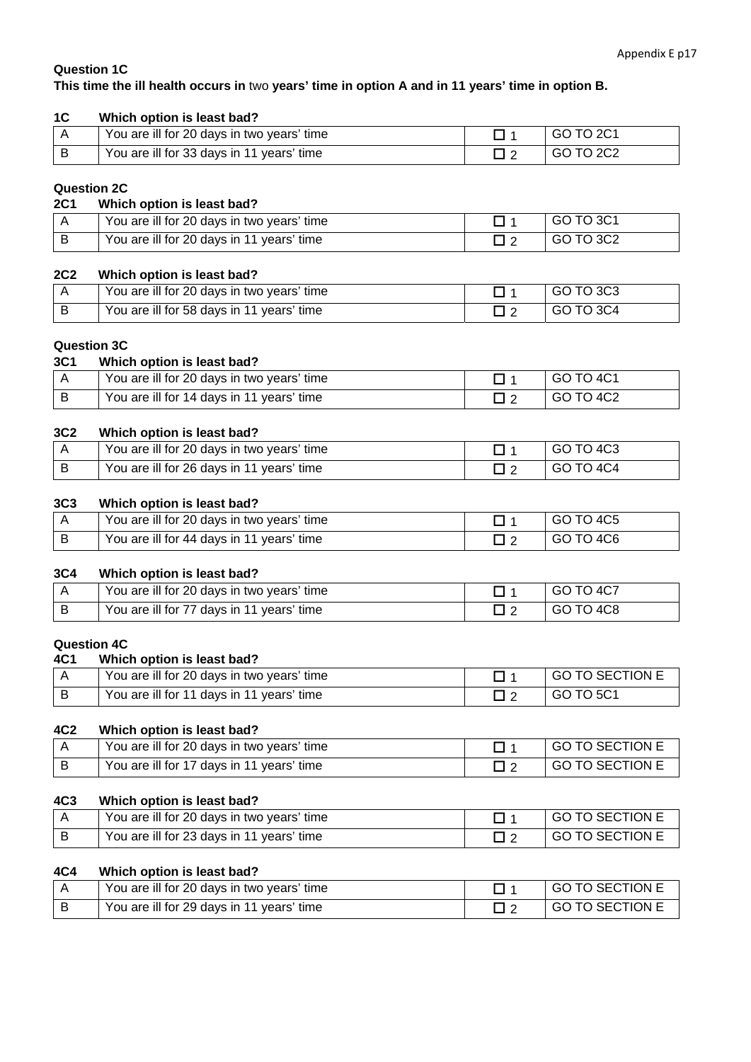**Question 1C**

**This time the ill health occurs in** two **years' time in option A and in 11 years' time in option B.**

**1C Which option is least bad?**

| | | | |
|---|---|---|---|
| A | You are ill for 20 days in two years' time | ☐ 1 | GO TO 2C1 |
| B | You are ill for 33 days in 11 years' time | ☐ 2 | GO TO 2C2 |

**Question 2C**

**2C1 Which option is least bad?**

| | | | |
|---|---|---|---|
| A | You are ill for 20 days in two years' time | ☐ 1 | GO TO 3C1 |
| B | You are ill for 20 days in 11 years' time | ☐ 2 | GO TO 3C2 |

**2C2 Which option is least bad?**

| | | | |
|---|---|---|---|
| A | You are ill for 20 days in two years' time | ☐ 1 | GO TO 3C3 |
| B | You are ill for 58 days in 11 years' time | ☐ 2 | GO TO 3C4 |

**Question 3C**

**3C1 Which option is least bad?**

| | | | |
|---|---|---|---|
| A | You are ill for 20 days in two years' time | ☐ 1 | GO TO 4C1 |
| B | You are ill for 14 days in 11 years' time | ☐ 2 | GO TO 4C2 |

**3C2 Which option is least bad?**

| | | | |
|---|---|---|---|
| A | You are ill for 20 days in two years' time | ☐ 1 | GO TO 4C3 |
| B | You are ill for 26 days in 11 years' time | ☐ 2 | GO TO 4C4 |

**3C3 Which option is least bad?**

| | | | |
|---|---|---|---|
| A | You are ill for 20 days in two years' time | ☐ 1 | GO TO 4C5 |
| B | You are ill for 44 days in 11 years' time | ☐ 2 | GO TO 4C6 |

**3C4 Which option is least bad?**

| | | | |
|---|---|---|---|
| A | You are ill for 20 days in two years' time | ☐ 1 | GO TO 4C7 |
| B | You are ill for 77 days in 11 years' time | ☐ 2 | GO TO 4C8 |

**Question 4C**

**4C1 Which option is least bad?**

| | | | |
|---|---|---|---|
| A | You are ill for 20 days in two years' time | ☐ 1 | GO TO SECTION E |
| B | You are ill for 11 days in 11 years' time | ☐ 2 | GO TO 5C1 |

**4C2 Which option is least bad?**

| | | | |
|---|---|---|---|
| A | You are ill for 20 days in two years' time | ☐ 1 | GO TO SECTION E |
| B | You are ill for 17 days in 11 years' time | ☐ 2 | GO TO SECTION E |

**4C3 Which option is least bad?**

| | | | |
|---|---|---|---|
| A | You are ill for 20 days in two years' time | ☐ 1 | GO TO SECTION E |
| B | You are ill for 23 days in 11 years' time | ☐ 2 | GO TO SECTION E |

**4C4 Which option is least bad?**

| | | | |
|---|---|---|---|
| A | You are ill for 20 days in two years' time | ☐ 1 | GO TO SECTION E |
| B | You are ill for 29 days in 11 years' time | ☐ 2 | GO TO SECTION E |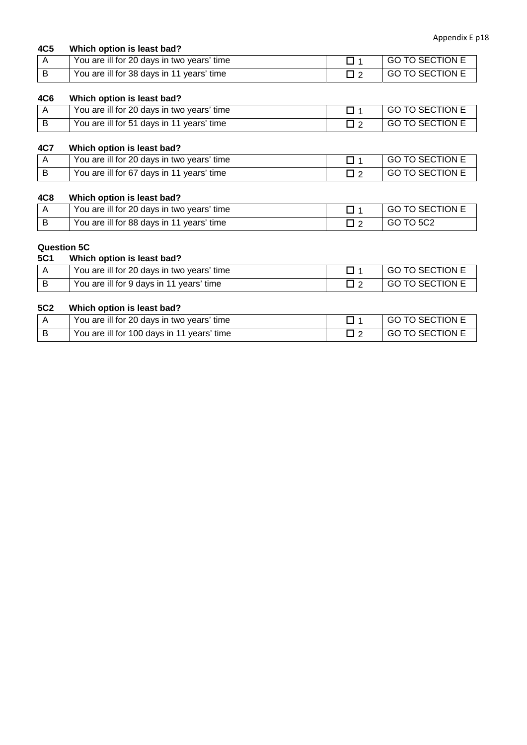**4C5 Which option is least bad?**

| | | | |
|---|---|---|---|
| A | You are ill for 20 days in two years' time | ☐ 1 | GO TO SECTION E |
| B | You are ill for 38 days in 11 years' time | ☐ 2 | GO TO SECTION E |

**4C6 Which option is least bad?**

| | | | |
|---|---|---|---|
| A | You are ill for 20 days in two years' time | ☐ 1 | GO TO SECTION E |
| B | You are ill for 51 days in 11 years' time | ☐ 2 | GO TO SECTION E |

**4C7 Which option is least bad?**

| | | | |
|---|---|---|---|
| A | You are ill for 20 days in two years' time | ☐ 1 | GO TO SECTION E |
| B | You are ill for 67 days in 11 years' time | ☐ 2 | GO TO SECTION E |

**4C8 Which option is least bad?**

| | | | |
|---|---|---|---|
| A | You are ill for 20 days in two years' time | ☐ 1 | GO TO SECTION E |
| B | You are ill for 88 days in 11 years' time | ☐ 2 | GO TO 5C2 |

**Question 5C**

**5C1 Which option is least bad?**

| | | | |
|---|---|---|---|
| A | You are ill for 20 days in two years' time | ☐ 1 | GO TO SECTION E |
| B | You are ill for 9 days in 11 years' time | ☐ 2 | GO TO SECTION E |

**5C2 Which option is least bad?**

| | | | |
|---|---|---|---|
| A | You are ill for 20 days in two years' time | ☐ 1 | GO TO SECTION E |
| B | You are ill for 100 days in 11 years' time | ☐ 2 | GO TO SECTION E |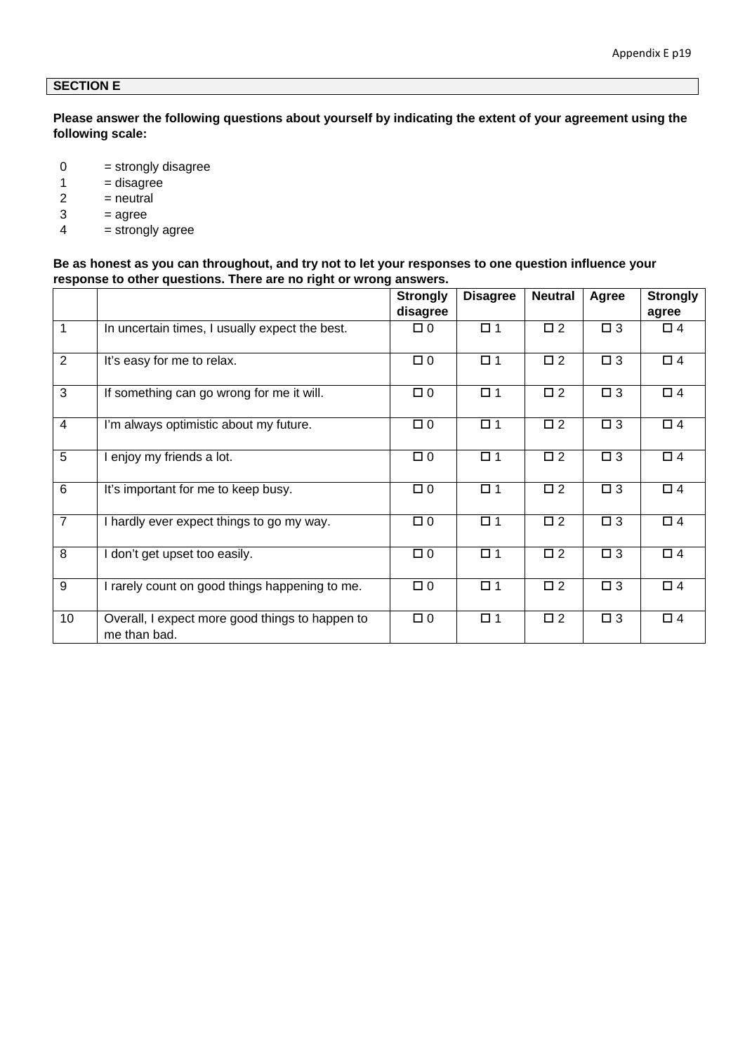## SECTION E

**Please answer the following questions about yourself by indicating the extent of your agreement using the following scale:**

0 = strongly disagree
1 = disagree
2 = neutral
3 = agree
4 = strongly agree

**Be as honest as you can throughout, and try not to let your responses to one question influence your response to other questions. There are no right or wrong answers.**

| | | Strongly disagree | Disagree | Neutral | Agree | Strongly agree |
|---|---|---|---|---|---|---|
| 1 | In uncertain times, I usually expect the best. | ☐ 0 | ☐ 1 | ☐ 2 | ☐ 3 | ☐ 4 |
| 2 | It's easy for me to relax. | ☐ 0 | ☐ 1 | ☐ 2 | ☐ 3 | ☐ 4 |
| 3 | If something can go wrong for me it will. | ☐ 0 | ☐ 1 | ☐ 2 | ☐ 3 | ☐ 4 |
| 4 | I'm always optimistic about my future. | ☐ 0 | ☐ 1 | ☐ 2 | ☐ 3 | ☐ 4 |
| 5 | I enjoy my friends a lot. | ☐ 0 | ☐ 1 | ☐ 2 | ☐ 3 | ☐ 4 |
| 6 | It's important for me to keep busy. | ☐ 0 | ☐ 1 | ☐ 2 | ☐ 3 | ☐ 4 |
| 7 | I hardly ever expect things to go my way. | ☐ 0 | ☐ 1 | ☐ 2 | ☐ 3 | ☐ 4 |
| 8 | I don't get upset too easily. | ☐ 0 | ☐ 1 | ☐ 2 | ☐ 3 | ☐ 4 |
| 9 | I rarely count on good things happening to me. | ☐ 0 | ☐ 1 | ☐ 2 | ☐ 3 | ☐ 4 |
| 10 | Overall, I expect more good things to happen to me than bad. | ☐ 0 | ☐ 1 | ☐ 2 | ☐ 3 | ☐ 4 |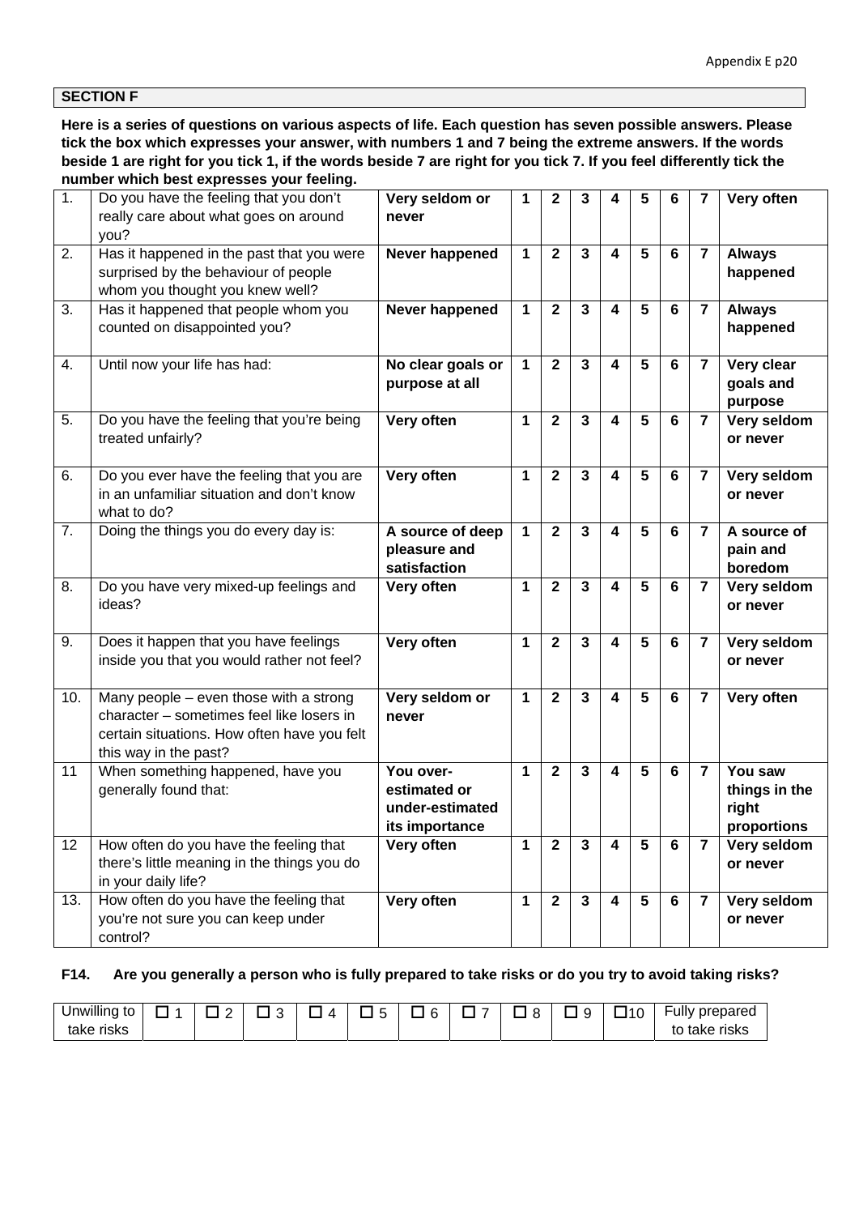**SECTION F**

**Here is a series of questions on various aspects of life. Each question has seven possible answers. Please tick the box which expresses your answer, with numbers 1 and 7 being the extreme answers. If the words beside 1 are right for you tick 1, if the words beside 7 are right for you tick 7. If you feel differently tick the number which best expresses your feeling.**

| | | | | | | | | | | |
|---|---|---|---|---|---|---|---|---|---|---|
| 1. | Do you have the feeling that you don't really care about what goes on around you? | **Very seldom or never** | **1** | **2** | **3** | **4** | **5** | **6** | **7** | **Very often** |
| 2. | Has it happened in the past that you were surprised by the behaviour of people whom you thought you knew well? | **Never happened** | **1** | **2** | **3** | **4** | **5** | **6** | **7** | **Always happened** |
| 3. | Has it happened that people whom you counted on disappointed you? | **Never happened** | **1** | **2** | **3** | **4** | **5** | **6** | **7** | **Always happened** |
| 4. | Until now your life has had: | **No clear goals or purpose at all** | **1** | **2** | **3** | **4** | **5** | **6** | **7** | **Very clear goals and purpose** |
| 5. | Do you have the feeling that you're being treated unfairly? | **Very often** | **1** | **2** | **3** | **4** | **5** | **6** | **7** | **Very seldom or never** |
| 6. | Do you ever have the feeling that you are in an unfamiliar situation and don't know what to do? | **Very often** | **1** | **2** | **3** | **4** | **5** | **6** | **7** | **Very seldom or never** |
| 7. | Doing the things you do every day is: | **A source of deep pleasure and satisfaction** | **1** | **2** | **3** | **4** | **5** | **6** | **7** | **A source of pain and boredom** |
| 8. | Do you have very mixed-up feelings and ideas? | **Very often** | **1** | **2** | **3** | **4** | **5** | **6** | **7** | **Very seldom or never** |
| 9. | Does it happen that you have feelings inside you that you would rather not feel? | **Very often** | **1** | **2** | **3** | **4** | **5** | **6** | **7** | **Very seldom or never** |
| 10. | Many people – even those with a strong character – sometimes feel like losers in certain situations. How often have you felt this way in the past? | **Very seldom or never** | **1** | **2** | **3** | **4** | **5** | **6** | **7** | **Very often** |
| 11 | When something happened, have you generally found that: | **You over-estimated or under-estimated its importance** | **1** | **2** | **3** | **4** | **5** | **6** | **7** | **You saw things in the right proportions** |
| 12 | How often do you have the feeling that there's little meaning in the things you do in your daily life? | **Very often** | **1** | **2** | **3** | **4** | **5** | **6** | **7** | **Very seldom or never** |
| 13. | How often do you have the feeling that you're not sure you can keep under control? | **Very often** | **1** | **2** | **3** | **4** | **5** | **6** | **7** | **Very seldom or never** |

**F14. Are you generally a person who is fully prepared to take risks or do you try to avoid taking risks?**

| | | | | | | | | | | | |
|---|---|---|---|---|---|---|---|---|---|---|---|
| Unwilling to take risks | ☐ 1 | ☐ 2 | ☐ 3 | ☐ 4 | ☐ 5 | ☐ 6 | ☐ 7 | ☐ 8 | ☐ 9 | ☐10 | Fully prepared to take risks |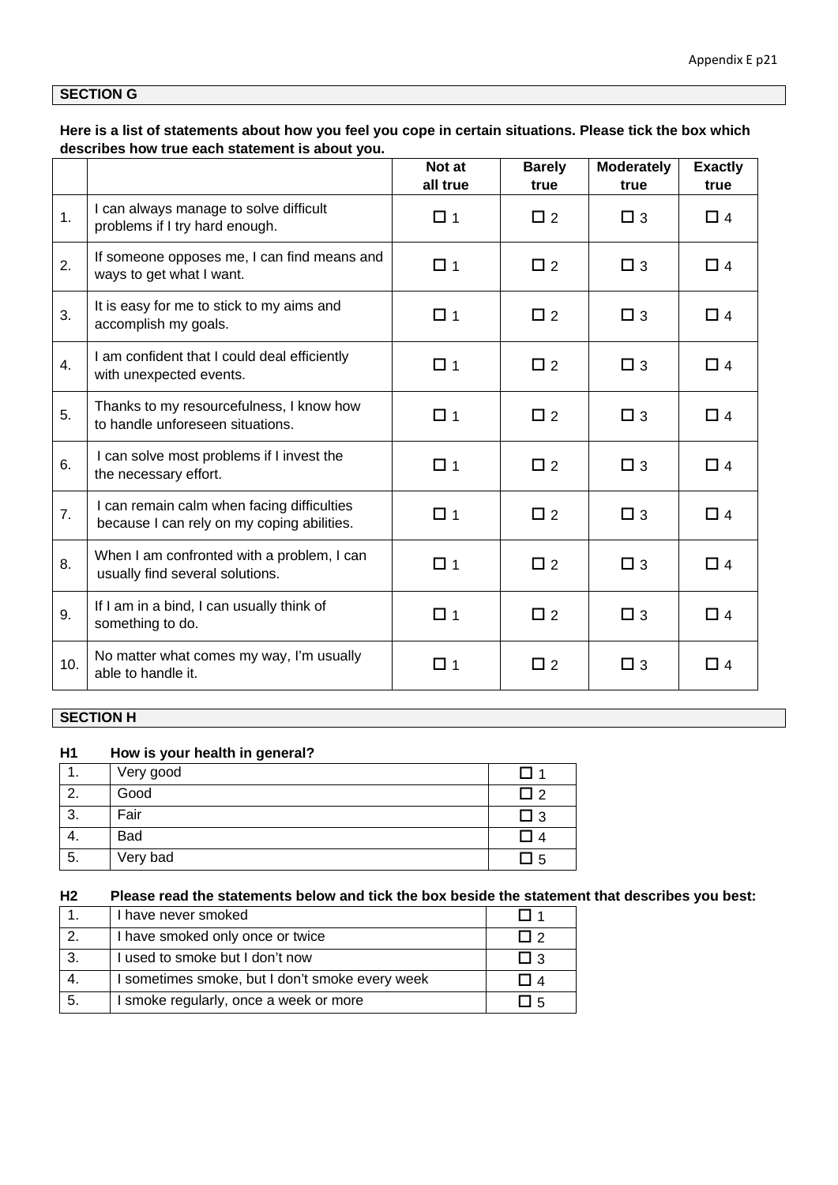## SECTION G

**Here is a list of statements about how you feel you cope in certain situations. Please tick the box which describes how true each statement is about you.**

| | | Not at all true | Barely true | Moderately true | Exactly true |
|---|---|---|---|---|---|
| 1. | I can always manage to solve difficult problems if I try hard enough. | ☐ 1 | ☐ 2 | ☐ 3 | ☐ 4 |
| 2. | If someone opposes me, I can find means and ways to get what I want. | ☐ 1 | ☐ 2 | ☐ 3 | ☐ 4 |
| 3. | It is easy for me to stick to my aims and accomplish my goals. | ☐ 1 | ☐ 2 | ☐ 3 | ☐ 4 |
| 4. | I am confident that I could deal efficiently with unexpected events. | ☐ 1 | ☐ 2 | ☐ 3 | ☐ 4 |
| 5. | Thanks to my resourcefulness, I know how to handle unforeseen situations. | ☐ 1 | ☐ 2 | ☐ 3 | ☐ 4 |
| 6. | I can solve most problems if I invest the the necessary effort. | ☐ 1 | ☐ 2 | ☐ 3 | ☐ 4 |
| 7. | I can remain calm when facing difficulties because I can rely on my coping abilities. | ☐ 1 | ☐ 2 | ☐ 3 | ☐ 4 |
| 8. | When I am confronted with a problem, I can usually find several solutions. | ☐ 1 | ☐ 2 | ☐ 3 | ☐ 4 |
| 9. | If I am in a bind, I can usually think of something to do. | ☐ 1 | ☐ 2 | ☐ 3 | ☐ 4 |
| 10. | No matter what comes my way, I'm usually able to handle it. | ☐ 1 | ☐ 2 | ☐ 3 | ☐ 4 |

## SECTION H

**H1 How is your health in general?**

| | | |
|---|---|---|
| 1. | Very good | ☐ 1 |
| 2. | Good | ☐ 2 |
| 3. | Fair | ☐ 3 |
| 4. | Bad | ☐ 4 |
| 5. | Very bad | ☐ 5 |

**H2 Please read the statements below and tick the box beside the statement that describes you best:**

| | | |
|---|---|---|
| 1. | I have never smoked | ☐ 1 |
| 2. | I have smoked only once or twice | ☐ 2 |
| 3. | I used to smoke but I don't now | ☐ 3 |
| 4. | I sometimes smoke, but I don't smoke every week | ☐ 4 |
| 5. | I smoke regularly, once a week or more | ☐ 5 |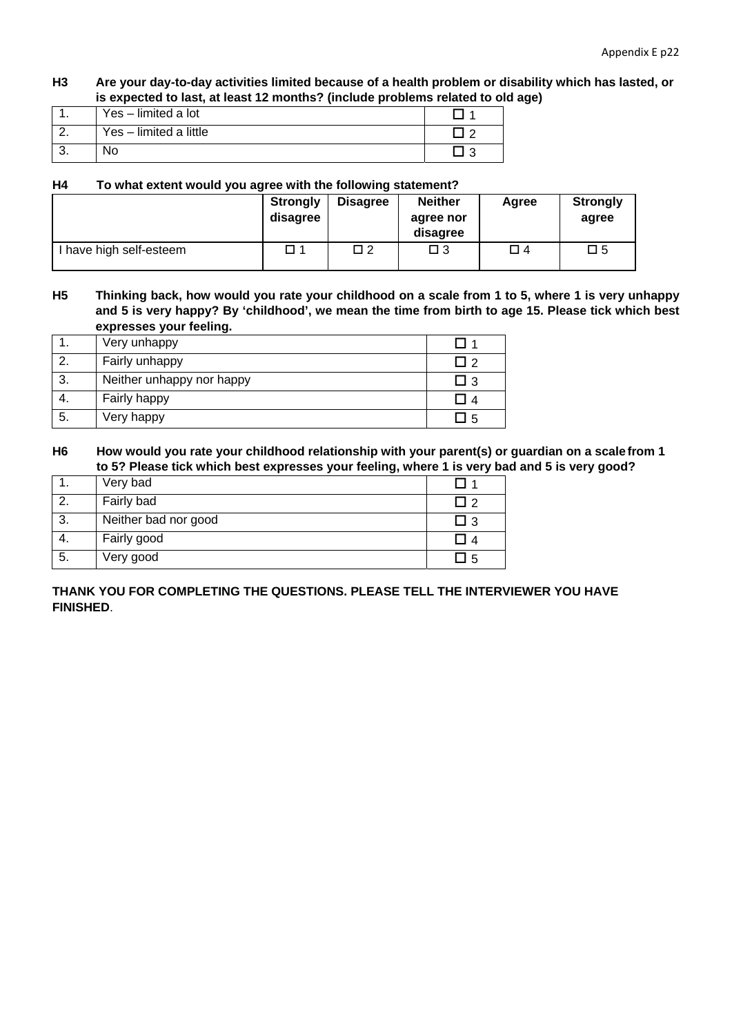**H3 Are your day-to-day activities limited because of a health problem or disability which has lasted, or is expected to last, at least 12 months? (include problems related to old age)**

| | | |
|---|---|---|
| 1. | Yes – limited a lot | ☐ 1 |
| 2. | Yes – limited a little | ☐ 2 |
| 3. | No | ☐ 3 |

**H4 To what extent would you agree with the following statement?**

| | Strongly disagree | Disagree | Neither agree nor disagree | Agree | Strongly agree |
|---|---|---|---|---|---|
| I have high self-esteem | ☐ 1 | ☐ 2 | ☐ 3 | ☐ 4 | ☐ 5 |

**H5 Thinking back, how would you rate your childhood on a scale from 1 to 5, where 1 is very unhappy and 5 is very happy? By 'childhood', we mean the time from birth to age 15. Please tick which best expresses your feeling.**

| | | |
|---|---|---|
| 1. | Very unhappy | ☐ 1 |
| 2. | Fairly unhappy | ☐ 2 |
| 3. | Neither unhappy nor happy | ☐ 3 |
| 4. | Fairly happy | ☐ 4 |
| 5. | Very happy | ☐ 5 |

**H6 How would you rate your childhood relationship with your parent(s) or guardian on a scale from 1 to 5? Please tick which best expresses your feeling, where 1 is very bad and 5 is very good?**

| | | |
|---|---|---|
| 1. | Very bad | ☐ 1 |
| 2. | Fairly bad | ☐ 2 |
| 3. | Neither bad nor good | ☐ 3 |
| 4. | Fairly good | ☐ 4 |
| 5. | Very good | ☐ 5 |

**THANK YOU FOR COMPLETING THE QUESTIONS. PLEASE TELL THE INTERVIEWER YOU HAVE FINISHED**.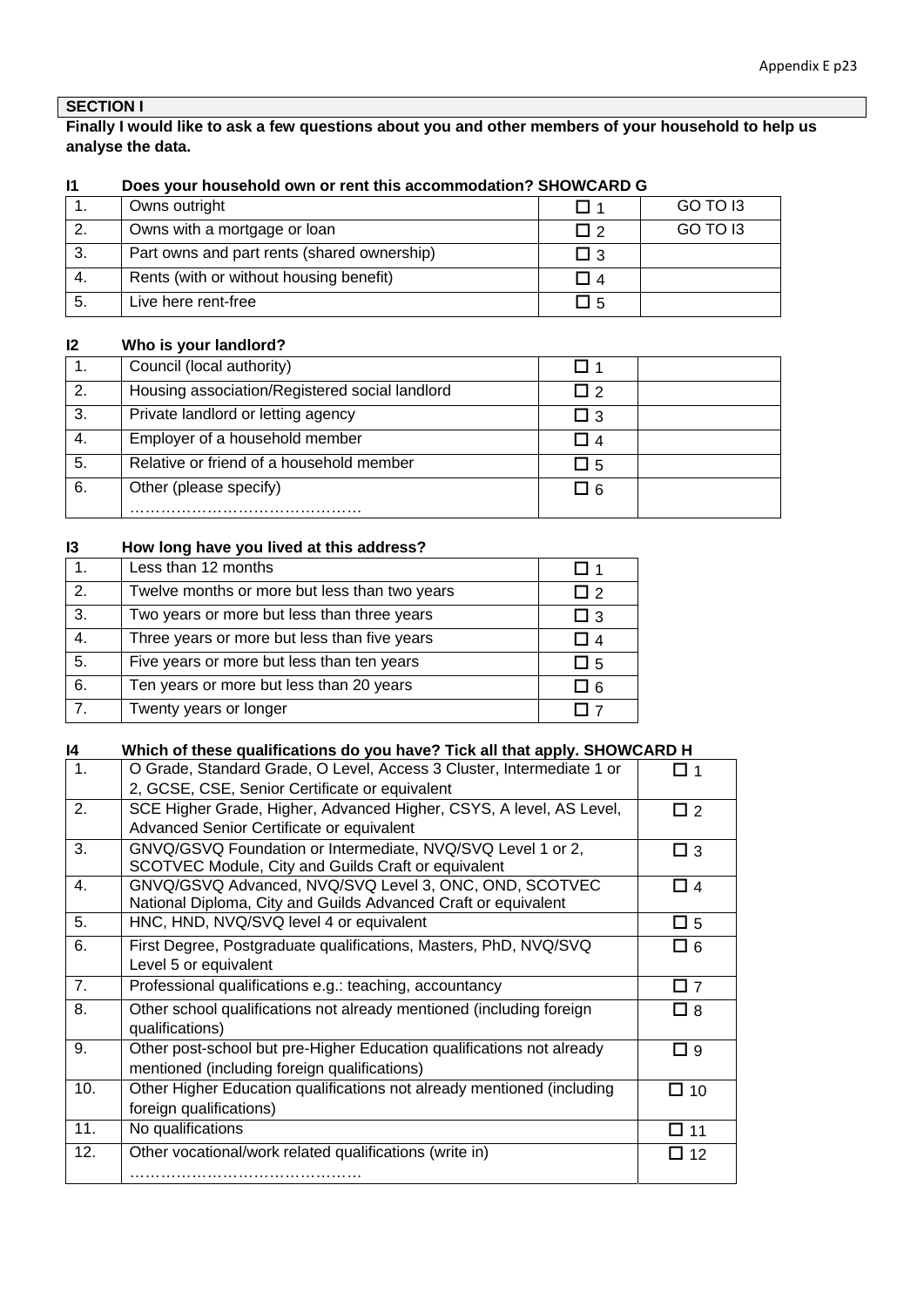**SECTION I**

**Finally I would like to ask a few questions about you and other members of your household to help us analyse the data.**

**I1 Does your household own or rent this accommodation? SHOWCARD G**

| | | | |
|---|---|---|---|
| 1. | Owns outright | ☐ 1 | GO TO I3 |
| 2. | Owns with a mortgage or loan | ☐ 2 | GO TO I3 |
| 3. | Part owns and part rents (shared ownership) | ☐ 3 | |
| 4. | Rents (with or without housing benefit) | ☐ 4 | |
| 5. | Live here rent-free | ☐ 5 | |

**I2 Who is your landlord?**

| | | | |
|---|---|---|---|
| 1. | Council (local authority) | ☐ 1 | |
| 2. | Housing association/Registered social landlord | ☐ 2 | |
| 3. | Private landlord or letting agency | ☐ 3 | |
| 4. | Employer of a household member | ☐ 4 | |
| 5. | Relative or friend of a household member | ☐ 5 | |
| 6. | Other (please specify) ……………………………………… | ☐ 6 | |

**I3 How long have you lived at this address?**

| | | |
|---|---|---|
| 1. | Less than 12 months | ☐ 1 |
| 2. | Twelve months or more but less than two years | ☐ 2 |
| 3. | Two years or more but less than three years | ☐ 3 |
| 4. | Three years or more but less than five years | ☐ 4 |
| 5. | Five years or more but less than ten years | ☐ 5 |
| 6. | Ten years or more but less than 20 years | ☐ 6 |
| 7. | Twenty years or longer | ☐ 7 |

**I4 Which of these qualifications do you have? Tick all that apply. SHOWCARD H**

| | | |
|---|---|---|
| 1. | O Grade, Standard Grade, O Level, Access 3 Cluster, Intermediate 1 or 2, GCSE, CSE, Senior Certificate or equivalent | ☐ 1 |
| 2. | SCE Higher Grade, Higher, Advanced Higher, CSYS, A level, AS Level, Advanced Senior Certificate or equivalent | ☐ 2 |
| 3. | GNVQ/GSVQ Foundation or Intermediate, NVQ/SVQ Level 1 or 2, SCOTVEC Module, City and Guilds Craft or equivalent | ☐ 3 |
| 4. | GNVQ/GSVQ Advanced, NVQ/SVQ Level 3, ONC, OND, SCOTVEC National Diploma, City and Guilds Advanced Craft or equivalent | ☐ 4 |
| 5. | HNC, HND, NVQ/SVQ level 4 or equivalent | ☐ 5 |
| 6. | First Degree, Postgraduate qualifications, Masters, PhD, NVQ/SVQ Level 5 or equivalent | ☐ 6 |
| 7. | Professional qualifications e.g.: teaching, accountancy | ☐ 7 |
| 8. | Other school qualifications not already mentioned (including foreign qualifications) | ☐ 8 |
| 9. | Other post-school but pre-Higher Education qualifications not already mentioned (including foreign qualifications) | ☐ 9 |
| 10. | Other Higher Education qualifications not already mentioned (including foreign qualifications) | ☐ 10 |
| 11. | No qualifications | ☐ 11 |
| 12. | Other vocational/work related qualifications (write in) ……………………………………… | ☐ 12 |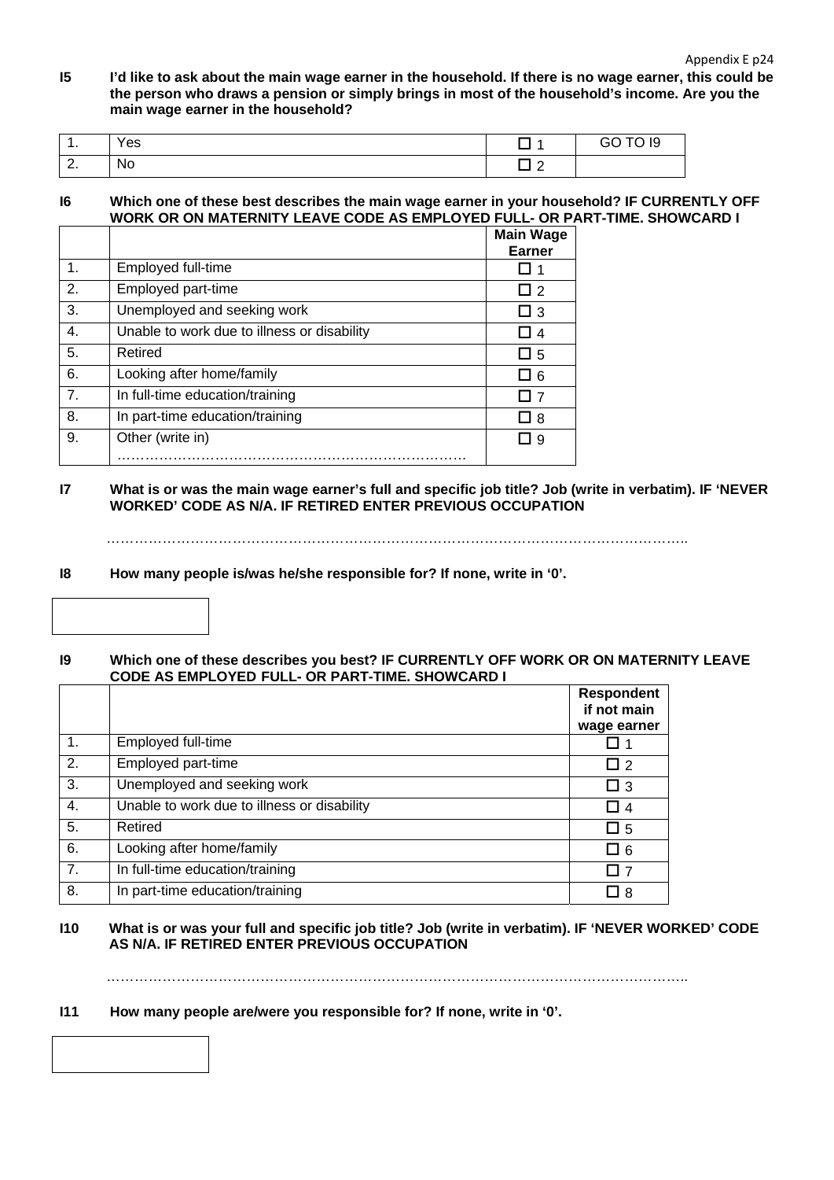**I5 I'd like to ask about the main wage earner in the household. If there is no wage earner, this could be the person who draws a pension or simply brings in most of the household's income. Are you the main wage earner in the household?**

| | | | |
|---|---|---|---|
| 1. | Yes | ☐ 1 | GO TO I9 |
| 2. | No | ☐ 2 | |

**I6 Which one of these best describes the main wage earner in your household? IF CURRENTLY OFF WORK OR ON MATERNITY LEAVE CODE AS EMPLOYED FULL- OR PART-TIME. SHOWCARD I**

| | | Main Wage Earner |
|---|---|---|
| 1. | Employed full-time | ☐ 1 |
| 2. | Employed part-time | ☐ 2 |
| 3. | Unemployed and seeking work | ☐ 3 |
| 4. | Unable to work due to illness or disability | ☐ 4 |
| 5. | Retired | ☐ 5 |
| 6. | Looking after home/family | ☐ 6 |
| 7. | In full-time education/training | ☐ 7 |
| 8. | In part-time education/training | ☐ 8 |
| 9. | Other (write in) ………………………………………………………………… | ☐ 9 |

**I7 What is or was the main wage earner's full and specific job title? Job (write in verbatim). IF 'NEVER WORKED' CODE AS N/A. IF RETIRED ENTER PREVIOUS OCCUPATION**

…………………………………………………………………………………………………………………

**I8 How many people is/was he/she responsible for? If none, write in '0'.**

| |
|---|
| |

**I9 Which one of these describes you best? IF CURRENTLY OFF WORK OR ON MATERNITY LEAVE CODE AS EMPLOYED FULL- OR PART-TIME. SHOWCARD I**

| | | Respondent if not main wage earner |
|---|---|---|
| 1. | Employed full-time | ☐ 1 |
| 2. | Employed part-time | ☐ 2 |
| 3. | Unemployed and seeking work | ☐ 3 |
| 4. | Unable to work due to illness or disability | ☐ 4 |
| 5. | Retired | ☐ 5 |
| 6. | Looking after home/family | ☐ 6 |
| 7. | In full-time education/training | ☐ 7 |
| 8. | In part-time education/training | ☐ 8 |

**I10 What is or was your full and specific job title? Job (write in verbatim). IF 'NEVER WORKED' CODE AS N/A. IF RETIRED ENTER PREVIOUS OCCUPATION**

…………………………………………………………………………………………………………………

**I11 How many people are/were you responsible for? If none, write in '0'.**

| |
|---|
| |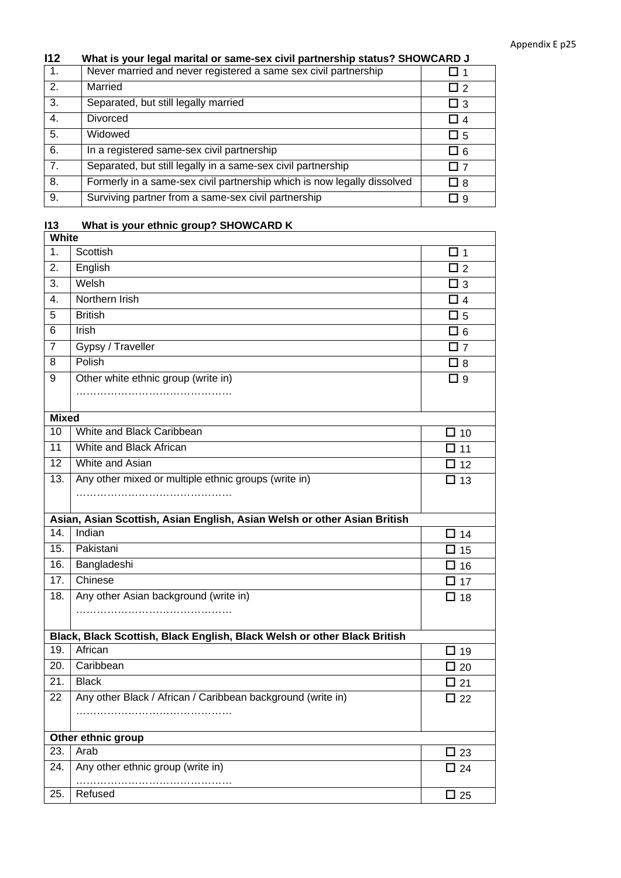**I12 What is your legal marital or same-sex civil partnership status? SHOWCARD J**

| | | |
|---|---|---|
| 1. | Never married and never registered a same sex civil partnership | ☐ 1 |
| 2. | Married | ☐ 2 |
| 3. | Separated, but still legally married | ☐ 3 |
| 4. | Divorced | ☐ 4 |
| 5. | Widowed | ☐ 5 |
| 6. | In a registered same-sex civil partnership | ☐ 6 |
| 7. | Separated, but still legally in a same-sex civil partnership | ☐ 7 |
| 8. | Formerly in a same-sex civil partnership which is now legally dissolved | ☐ 8 |
| 9. | Surviving partner from a same-sex civil partnership | ☐ 9 |

**I13 What is your ethnic group? SHOWCARD K**

| | | |
|---|---|---|
| **White** | | |
| 1. | Scottish | ☐ 1 |
| 2. | English | ☐ 2 |
| 3. | Welsh | ☐ 3 |
| 4. | Northern Irish | ☐ 4 |
| 5 | British | ☐ 5 |
| 6 | Irish | ☐ 6 |
| 7 | Gypsy / Traveller | ☐ 7 |
| 8 | Polish | ☐ 8 |
| 9 | Other white ethnic group (write in) ……………………………………. | ☐ 9 |
| **Mixed** | | |
| 10 | White and Black Caribbean | ☐ 10 |
| 11 | White and Black African | ☐ 11 |
| 12 | White and Asian | ☐ 12 |
| 13. | Any other mixed or multiple ethnic groups (write in) ……………………………………. | ☐ 13 |
| **Asian, Asian Scottish, Asian English, Asian Welsh or other Asian British** | | |
| 14. | Indian | ☐ 14 |
| 15. | Pakistani | ☐ 15 |
| 16. | Bangladeshi | ☐ 16 |
| 17. | Chinese | ☐ 17 |
| 18. | Any other Asian background (write in) ……………………………………. | ☐ 18 |
| **Black, Black Scottish, Black English, Black Welsh or other Black British** | | |
| 19. | African | ☐ 19 |
| 20. | Caribbean | ☐ 20 |
| 21. | Black | ☐ 21 |
| 22 | Any other Black / African / Caribbean background (write in) ……………………………………. | ☐ 22 |
| **Other ethnic group** | | |
| 23. | Arab | ☐ 23 |
| 24. | Any other ethnic group (write in) ……………………………………. | ☐ 24 |
| 25. | Refused | ☐ 25 |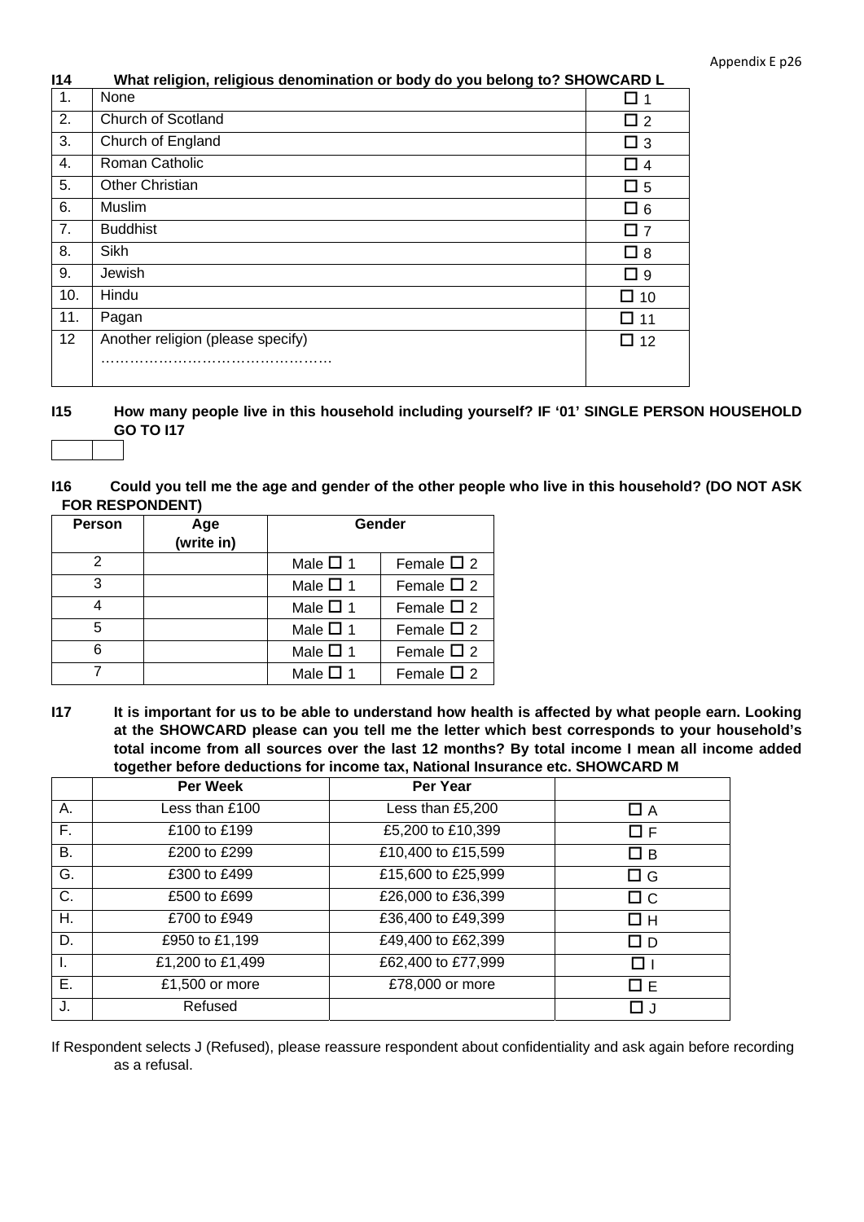**I14 What religion, religious denomination or body do you belong to? SHOWCARD L**

| | | |
|---|---|---|
| 1. | None | ☐ 1 |
| 2. | Church of Scotland | ☐ 2 |
| 3. | Church of England | ☐ 3 |
| 4. | Roman Catholic | ☐ 4 |
| 5. | Other Christian | ☐ 5 |
| 6. | Muslim | ☐ 6 |
| 7. | Buddhist | ☐ 7 |
| 8. | Sikh | ☐ 8 |
| 9. | Jewish | ☐ 9 |
| 10. | Hindu | ☐ 10 |
| 11. | Pagan | ☐ 11 |
| 12 | Another religion (please specify) ……………………………………… | ☐ 12 |

**I15 How many people live in this household including yourself? IF '01' SINGLE PERSON HOUSEHOLD GO TO I17**

| | |
|---|---|
| | |

**I16 Could you tell me the age and gender of the other people who live in this household? (DO NOT ASK FOR RESPONDENT)**

| Person | Age (write in) | Gender | |
|---|---|---|---|
| 2 | | Male ☐ 1 | Female ☐ 2 |
| 3 | | Male ☐ 1 | Female ☐ 2 |
| 4 | | Male ☐ 1 | Female ☐ 2 |
| 5 | | Male ☐ 1 | Female ☐ 2 |
| 6 | | Male ☐ 1 | Female ☐ 2 |
| 7 | | Male ☐ 1 | Female ☐ 2 |

**I17 It is important for us to be able to understand how health is affected by what people earn. Looking at the SHOWCARD please can you tell me the letter which best corresponds to your household's total income from all sources over the last 12 months? By total income I mean all income added together before deductions for income tax, National Insurance etc. SHOWCARD M**

| | Per Week | Per Year | |
|---|---|---|---|
| A. | Less than £100 | Less than £5,200 | ☐ A |
| F. | £100 to £199 | £5,200 to £10,399 | ☐ F |
| B. | £200 to £299 | £10,400 to £15,599 | ☐ B |
| G. | £300 to £499 | £15,600 to £25,999 | ☐ G |
| C. | £500 to £699 | £26,000 to £36,399 | ☐ C |
| H. | £700 to £949 | £36,400 to £49,399 | ☐ H |
| D. | £950 to £1,199 | £49,400 to £62,399 | ☐ D |
| I. | £1,200 to £1,499 | £62,400 to £77,999 | ☐ I |
| E. | £1,500 or more | £78,000 or more | ☐ E |
| J. | Refused | | ☐ J |

If Respondent selects J (Refused), please reassure respondent about confidentiality and ask again before recording as a refusal.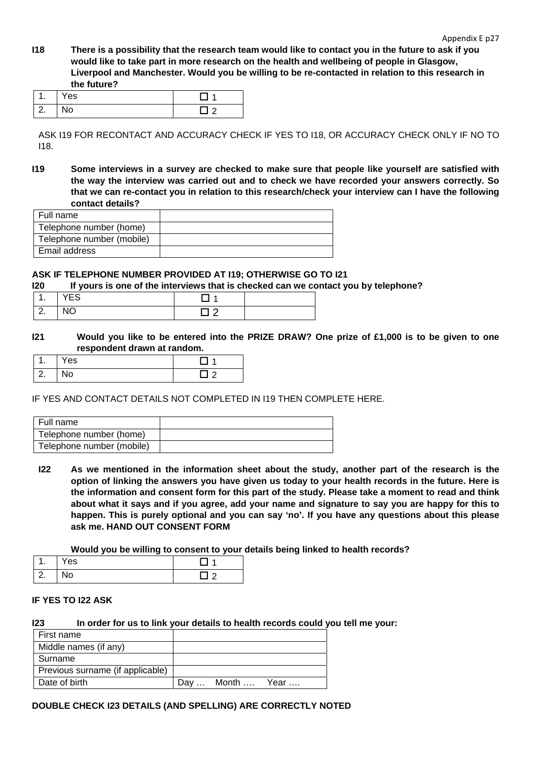**I18 There is a possibility that the research team would like to contact you in the future to ask if you would like to take part in more research on the health and wellbeing of people in Glasgow, Liverpool and Manchester. Would you be willing to be re-contacted in relation to this research in the future?**

| | | |
|---|---|---|
| 1. | Yes | ☐ 1 |
| 2. | No | ☐ 2 |

ASK I19 FOR RECONTACT AND ACCURACY CHECK IF YES TO I18, OR ACCURACY CHECK ONLY IF NO TO I18.

**I19 Some interviews in a survey are checked to make sure that people like yourself are satisfied with the way the interview was carried out and to check we have recorded your answers correctly. So that we can re-contact you in relation to this research/check your interview can I have the following contact details?**

| | |
|---|---|
| Full name | |
| Telephone number (home) | |
| Telephone number (mobile) | |
| Email address | |

**ASK IF TELEPHONE NUMBER PROVIDED AT I19; OTHERWISE GO TO I21**

**I20 If yours is one of the interviews that is checked can we contact you by telephone?**

| | | | |
|---|---|---|---|
| 1. | YES | ☐ 1 | |
| 2. | NO | ☐ 2 | |

**I21 Would you like to be entered into the PRIZE DRAW? One prize of £1,000 is to be given to one respondent drawn at random.**

| | | |
|---|---|---|
| 1. | Yes | ☐ 1 |
| 2. | No | ☐ 2 |

IF YES AND CONTACT DETAILS NOT COMPLETED IN I19 THEN COMPLETE HERE.

| | |
|---|---|
| Full name | |
| Telephone number (home) | |
| Telephone number (mobile) | |

**I22 As we mentioned in the information sheet about the study, another part of the research is the option of linking the answers you have given us today to your health records in the future. Here is the information and consent form for this part of the study. Please take a moment to read and think about what it says and if you agree, add your name and signature to say you are happy for this to happen. This is purely optional and you can say 'no'. If you have any questions about this please ask me. HAND OUT CONSENT FORM**

**Would you be willing to consent to your details being linked to health records?**

| | | |
|---|---|---|
| 1. | Yes | ☐ 1 |
| 2. | No | ☐ 2 |

**IF YES TO I22 ASK**

**I23 In order for us to link your details to health records could you tell me your:**

| | |
|---|---|
| First name | |
| Middle names (if any) | |
| Surname | |
| Previous surname (if applicable) | |
| Date of birth | Day … Month …. Year …. |

**DOUBLE CHECK I23 DETAILS (AND SPELLING) ARE CORRECTLY NOTED**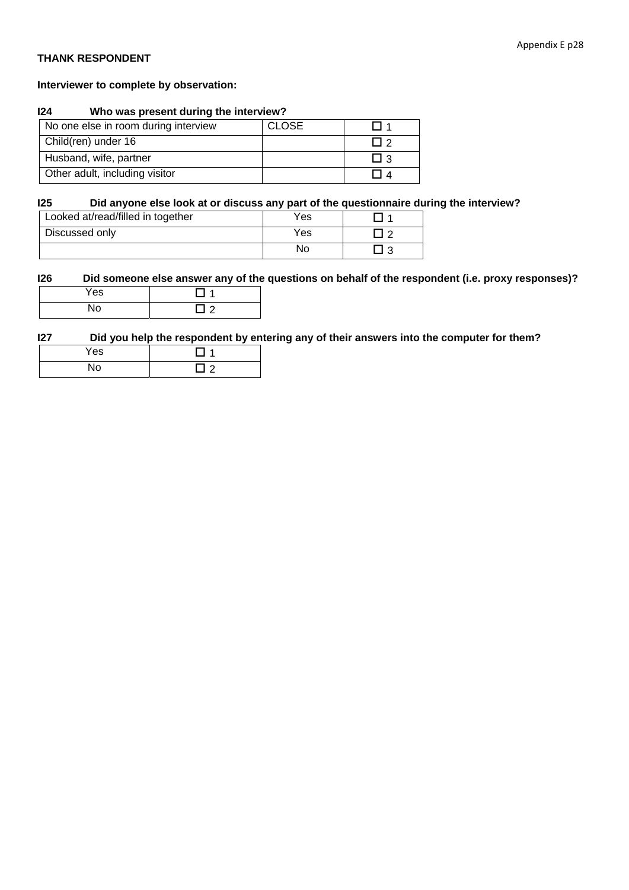**THANK RESPONDENT**

**Interviewer to complete by observation:**

**I24 Who was present during the interview?**

| | | |
|---|---|---|
| No one else in room during interview | CLOSE | ☐ 1 |
| Child(ren) under 16 | | ☐ 2 |
| Husband, wife, partner | | ☐ 3 |
| Other adult, including visitor | | ☐ 4 |

**I25 Did anyone else look at or discuss any part of the questionnaire during the interview?**

| | | |
|---|---|---|
| Looked at/read/filled in together | Yes | ☐ 1 |
| Discussed only | Yes | ☐ 2 |
| | No | ☐ 3 |

**I26 Did someone else answer any of the questions on behalf of the respondent (i.e. proxy responses)?**

| | |
|---|---|
| Yes | ☐ 1 |
| No | ☐ 2 |

**I27 Did you help the respondent by entering any of their answers into the computer for them?**

| | |
|---|---|
| Yes | ☐ 1 |
| No | ☐ 2 |